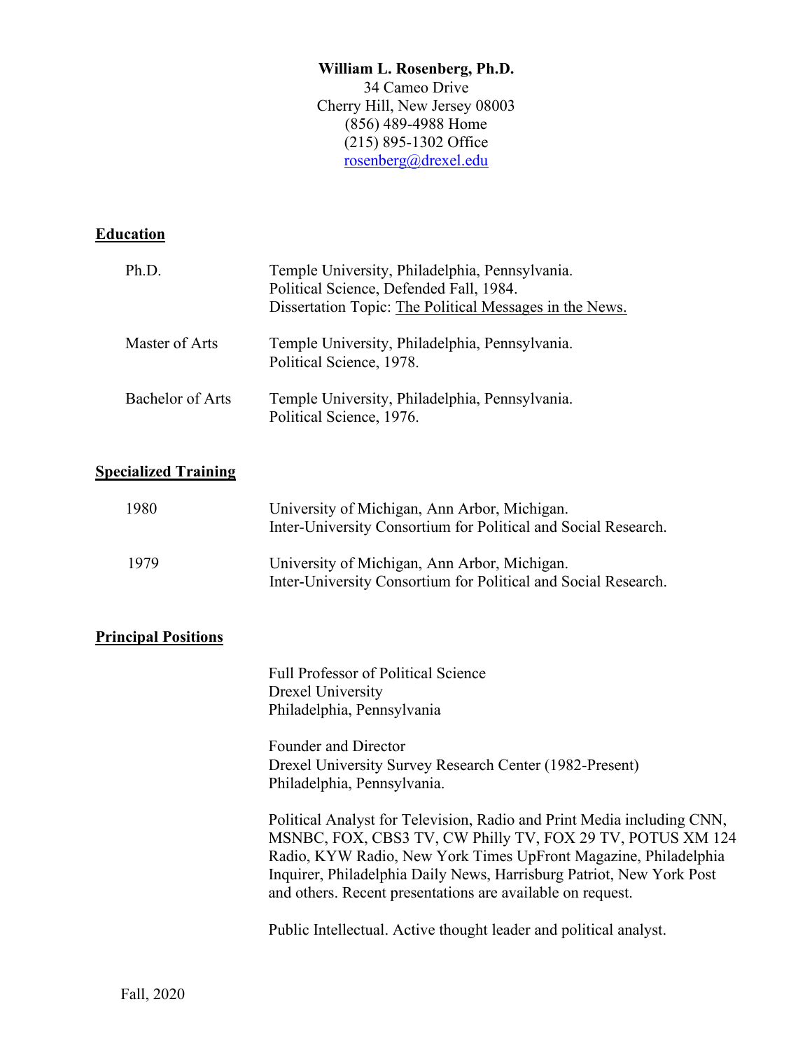**William L. Rosenberg, Ph.D.**
34 Cameo Drive
Cherry Hill, New Jersey 08003
(856) 489-4988 Home
(215) 895-1302 Office
rosenberg@drexel.edu

## Education

| | |
|---|---|
| Ph.D. | Temple University, Philadelphia, Pennsylvania. Political Science, Defended Fall, 1984. Dissertation Topic: The Political Messages in the News. |
| Master of Arts | Temple University, Philadelphia, Pennsylvania. Political Science, 1978. |
| Bachelor of Arts | Temple University, Philadelphia, Pennsylvania. Political Science, 1976. |

## Specialized Training

| | |
|---|---|
| 1980 | University of Michigan, Ann Arbor, Michigan. Inter-University Consortium for Political and Social Research. |
| 1979 | University of Michigan, Ann Arbor, Michigan. Inter-University Consortium for Political and Social Research. |

## Principal Positions

Full Professor of Political Science
Drexel University
Philadelphia, Pennsylvania

Founder and Director
Drexel University Survey Research Center (1982-Present)
Philadelphia, Pennsylvania.

Political Analyst for Television, Radio and Print Media including CNN, MSNBC, FOX, CBS3 TV, CW Philly TV, FOX 29 TV, POTUS XM 124 Radio, KYW Radio, New York Times UpFront Magazine, Philadelphia Inquirer, Philadelphia Daily News, Harrisburg Patriot, New York Post and others. Recent presentations are available on request.

Public Intellectual. Active thought leader and political analyst.

Fall, 2020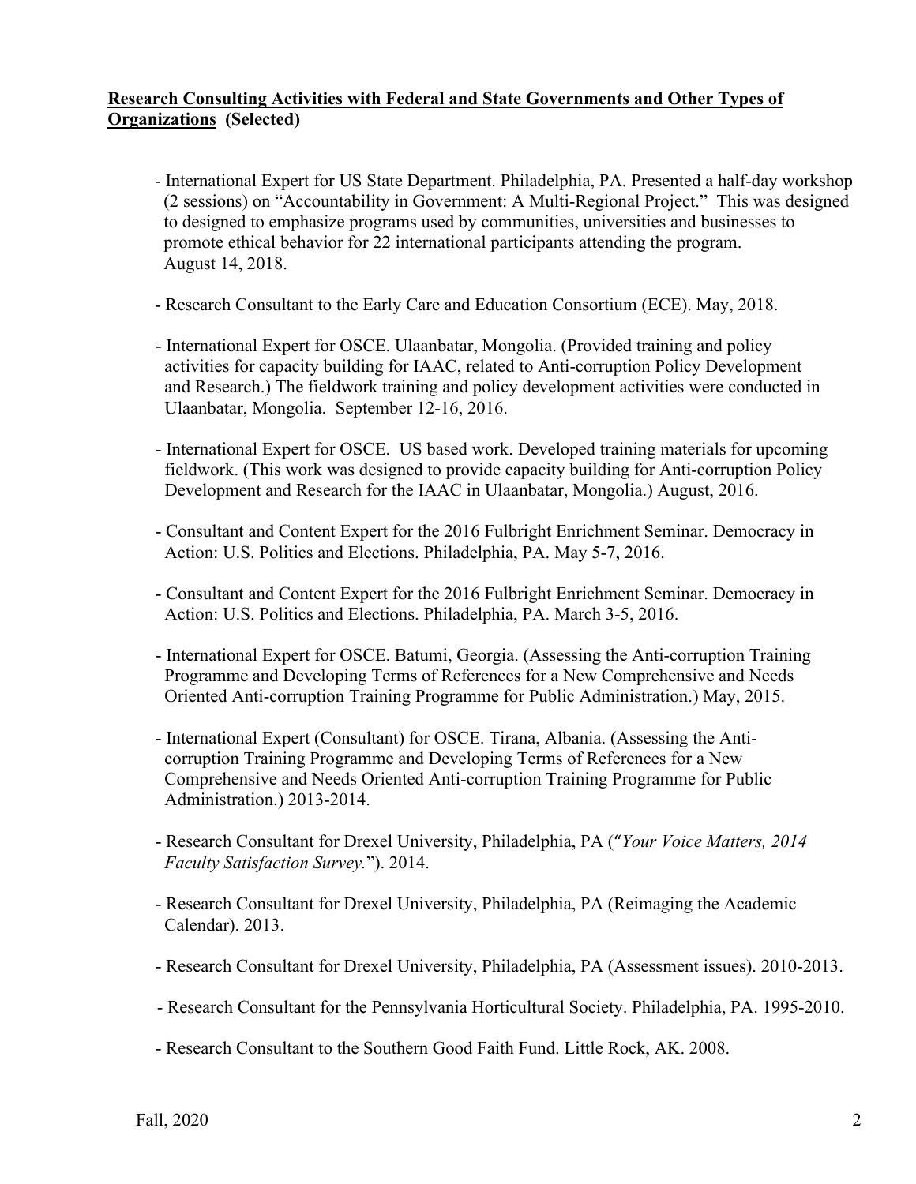**<u>Research Consulting Activities with Federal and State Governments and Other Types of Organizations</u> (Selected)**

- International Expert for US State Department. Philadelphia, PA. Presented a half-day workshop (2 sessions) on "Accountability in Government: A Multi-Regional Project." This was designed to designed to emphasize programs used by communities, universities and businesses to promote ethical behavior for 22 international participants attending the program. August 14, 2018.

- Research Consultant to the Early Care and Education Consortium (ECE). May, 2018.

- International Expert for OSCE. Ulaanbatar, Mongolia. (Provided training and policy activities for capacity building for IAAC, related to Anti-corruption Policy Development and Research.) The fieldwork training and policy development activities were conducted in Ulaanbatar, Mongolia. September 12-16, 2016.

- International Expert for OSCE. US based work. Developed training materials for upcoming fieldwork. (This work was designed to provide capacity building for Anti-corruption Policy Development and Research for the IAAC in Ulaanbatar, Mongolia.) August, 2016.

- Consultant and Content Expert for the 2016 Fulbright Enrichment Seminar. Democracy in Action: U.S. Politics and Elections. Philadelphia, PA. May 5-7, 2016.

- Consultant and Content Expert for the 2016 Fulbright Enrichment Seminar. Democracy in Action: U.S. Politics and Elections. Philadelphia, PA. March 3-5, 2016.

- International Expert for OSCE. Batumi, Georgia. (Assessing the Anti-corruption Training Programme and Developing Terms of References for a New Comprehensive and Needs Oriented Anti-corruption Training Programme for Public Administration.) May, 2015.

- International Expert (Consultant) for OSCE. Tirana, Albania. (Assessing the Anti-corruption Training Programme and Developing Terms of References for a New Comprehensive and Needs Oriented Anti-corruption Training Programme for Public Administration.) 2013-2014.

- Research Consultant for Drexel University, Philadelphia, PA ("*Your Voice Matters, 2014 Faculty Satisfaction Survey.*"). 2014.

- Research Consultant for Drexel University, Philadelphia, PA (Reimaging the Academic Calendar). 2013.

- Research Consultant for Drexel University, Philadelphia, PA (Assessment issues). 2010-2013.

- Research Consultant for the Pennsylvania Horticultural Society. Philadelphia, PA. 1995-2010.

- Research Consultant to the Southern Good Faith Fund. Little Rock, AK. 2008.

Fall, 2020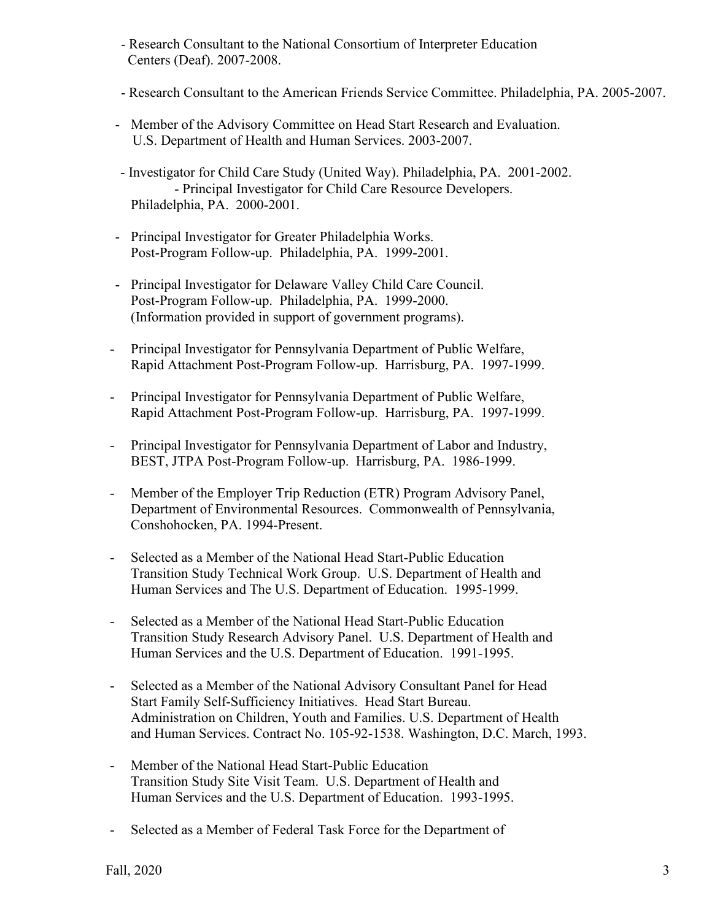- Research Consultant to the National Consortium of Interpreter Education Centers (Deaf). 2007-2008.

- Research Consultant to the American Friends Service Committee. Philadelphia, PA. 2005-2007.

- Member of the Advisory Committee on Head Start Research and Evaluation. U.S. Department of Health and Human Services. 2003-2007.

- Investigator for Child Care Study (United Way). Philadelphia, PA. 2001-2002.
  - Principal Investigator for Child Care Resource Developers. Philadelphia, PA. 2000-2001.

- Principal Investigator for Greater Philadelphia Works. Post-Program Follow-up. Philadelphia, PA. 1999-2001.

- Principal Investigator for Delaware Valley Child Care Council. Post-Program Follow-up. Philadelphia, PA. 1999-2000. (Information provided in support of government programs).

- Principal Investigator for Pennsylvania Department of Public Welfare, Rapid Attachment Post-Program Follow-up. Harrisburg, PA. 1997-1999.

- Principal Investigator for Pennsylvania Department of Public Welfare, Rapid Attachment Post-Program Follow-up. Harrisburg, PA. 1997-1999.

- Principal Investigator for Pennsylvania Department of Labor and Industry, BEST, JTPA Post-Program Follow-up. Harrisburg, PA. 1986-1999.

- Member of the Employer Trip Reduction (ETR) Program Advisory Panel, Department of Environmental Resources. Commonwealth of Pennsylvania, Conshohocken, PA. 1994-Present.

- Selected as a Member of the National Head Start-Public Education Transition Study Technical Work Group. U.S. Department of Health and Human Services and The U.S. Department of Education. 1995-1999.

- Selected as a Member of the National Head Start-Public Education Transition Study Research Advisory Panel. U.S. Department of Health and Human Services and the U.S. Department of Education. 1991-1995.

- Selected as a Member of the National Advisory Consultant Panel for Head Start Family Self-Sufficiency Initiatives. Head Start Bureau. Administration on Children, Youth and Families. U.S. Department of Health and Human Services. Contract No. 105-92-1538. Washington, D.C. March, 1993.

- Member of the National Head Start-Public Education Transition Study Site Visit Team. U.S. Department of Health and Human Services and the U.S. Department of Education. 1993-1995.

- Selected as a Member of Federal Task Force for the Department of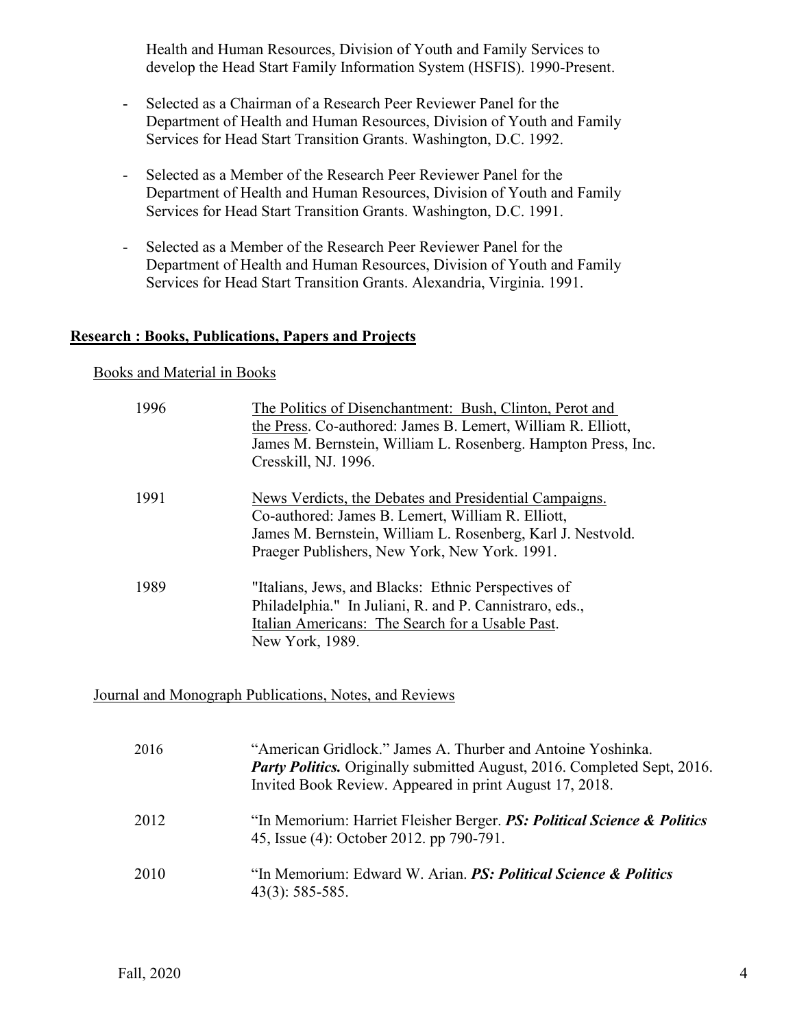Health and Human Resources, Division of Youth and Family Services to develop the Head Start Family Information System (HSFIS). 1990-Present.

- Selected as a Chairman of a Research Peer Reviewer Panel for the Department of Health and Human Resources, Division of Youth and Family Services for Head Start Transition Grants. Washington, D.C. 1992.

- Selected as a Member of the Research Peer Reviewer Panel for the Department of Health and Human Resources, Division of Youth and Family Services for Head Start Transition Grants. Washington, D.C. 1991.

- Selected as a Member of the Research Peer Reviewer Panel for the Department of Health and Human Resources, Division of Youth and Family Services for Head Start Transition Grants. Alexandria, Virginia. 1991.

## Research : Books, Publications, Papers and Projects

### Books and Material in Books

| | |
|---|---|
| 1996 | The Politics of Disenchantment: Bush, Clinton, Perot and the Press. Co-authored: James B. Lemert, William R. Elliott, James M. Bernstein, William L. Rosenberg. Hampton Press, Inc. Cresskill, NJ. 1996. |
| 1991 | News Verdicts, the Debates and Presidential Campaigns. Co-authored: James B. Lemert, William R. Elliott, James M. Bernstein, William L. Rosenberg, Karl J. Nestvold. Praeger Publishers, New York, New York. 1991. |
| 1989 | "Italians, Jews, and Blacks: Ethnic Perspectives of Philadelphia." In Juliani, R. and P. Cannistraro, eds., Italian Americans: The Search for a Usable Past. New York, 1989. |

### Journal and Monograph Publications, Notes, and Reviews

| | |
|---|---|
| 2016 | "American Gridlock." James A. Thurber and Antoine Yoshinka. ***Party Politics.*** Originally submitted August, 2016. Completed Sept, 2016. Invited Book Review. Appeared in print August 17, 2018. |
| 2012 | "In Memorium: Harriet Fleisher Berger. ***PS: Political Science & Politics*** 45, Issue (4): October 2012. pp 790-791. |
| 2010 | "In Memorium: Edward W. Arian. ***PS: Political Science & Politics*** 43(3): 585-585. |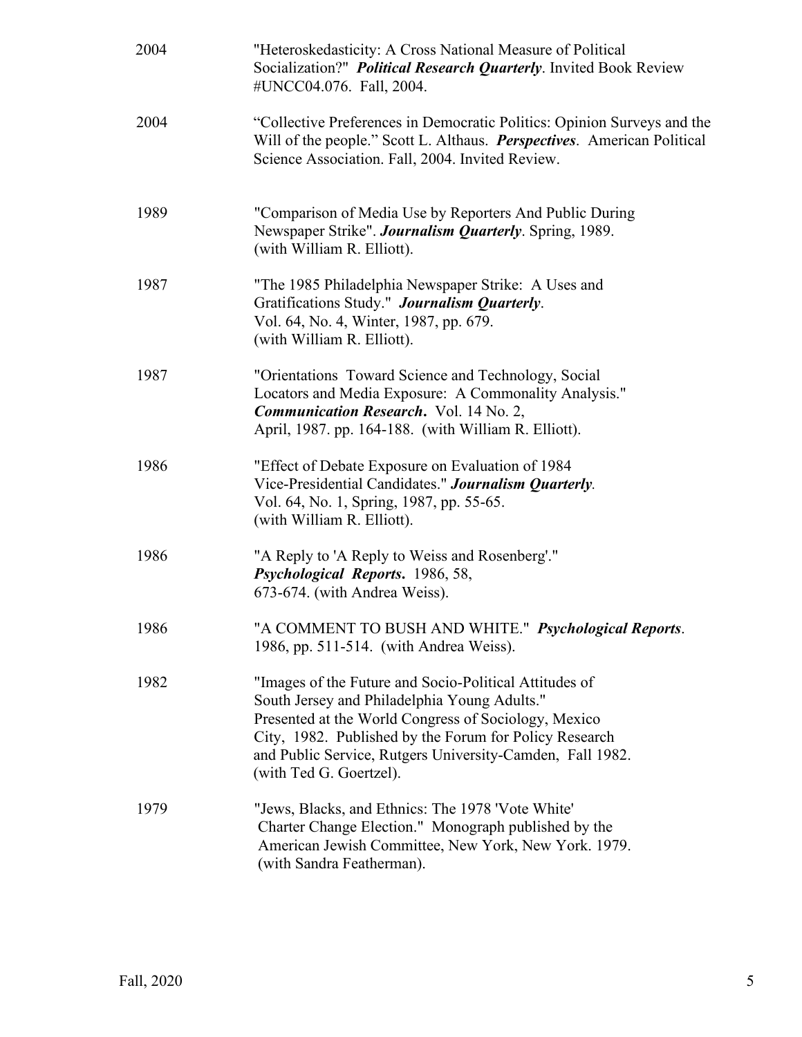2004 "Heteroskedasticity: A Cross National Measure of Political Socialization?" ***Political Research Quarterly***. Invited Book Review #UNCC04.076. Fall, 2004.

2004 "Collective Preferences in Democratic Politics: Opinion Surveys and the Will of the people." Scott L. Althaus. ***Perspectives***. American Political Science Association. Fall, 2004. Invited Review.

1989 "Comparison of Media Use by Reporters And Public During Newspaper Strike". ***Journalism Quarterly***. Spring, 1989. (with William R. Elliott).

1987 "The 1985 Philadelphia Newspaper Strike: A Uses and Gratifications Study." ***Journalism Quarterly***. Vol. 64, No. 4, Winter, 1987, pp. 679. (with William R. Elliott).

1987 "Orientations Toward Science and Technology, Social Locators and Media Exposure: A Commonality Analysis." ***Communication Research***. Vol. 14 No. 2, April, 1987. pp. 164-188. (with William R. Elliott).

1986 "Effect of Debate Exposure on Evaluation of 1984 Vice-Presidential Candidates." ***Journalism Quarterly***. Vol. 64, No. 1, Spring, 1987, pp. 55-65. (with William R. Elliott).

1986 "A Reply to 'A Reply to Weiss and Rosenberg'." ***Psychological Reports***. 1986, 58, 673-674. (with Andrea Weiss).

1986 "A COMMENT TO BUSH AND WHITE." ***Psychological Reports***. 1986, pp. 511-514. (with Andrea Weiss).

1982 "Images of the Future and Socio-Political Attitudes of South Jersey and Philadelphia Young Adults." Presented at the World Congress of Sociology, Mexico City, 1982. Published by the Forum for Policy Research and Public Service, Rutgers University-Camden, Fall 1982. (with Ted G. Goertzel).

1979 "Jews, Blacks, and Ethnics: The 1978 'Vote White' Charter Change Election." Monograph published by the American Jewish Committee, New York, New York. 1979. (with Sandra Featherman).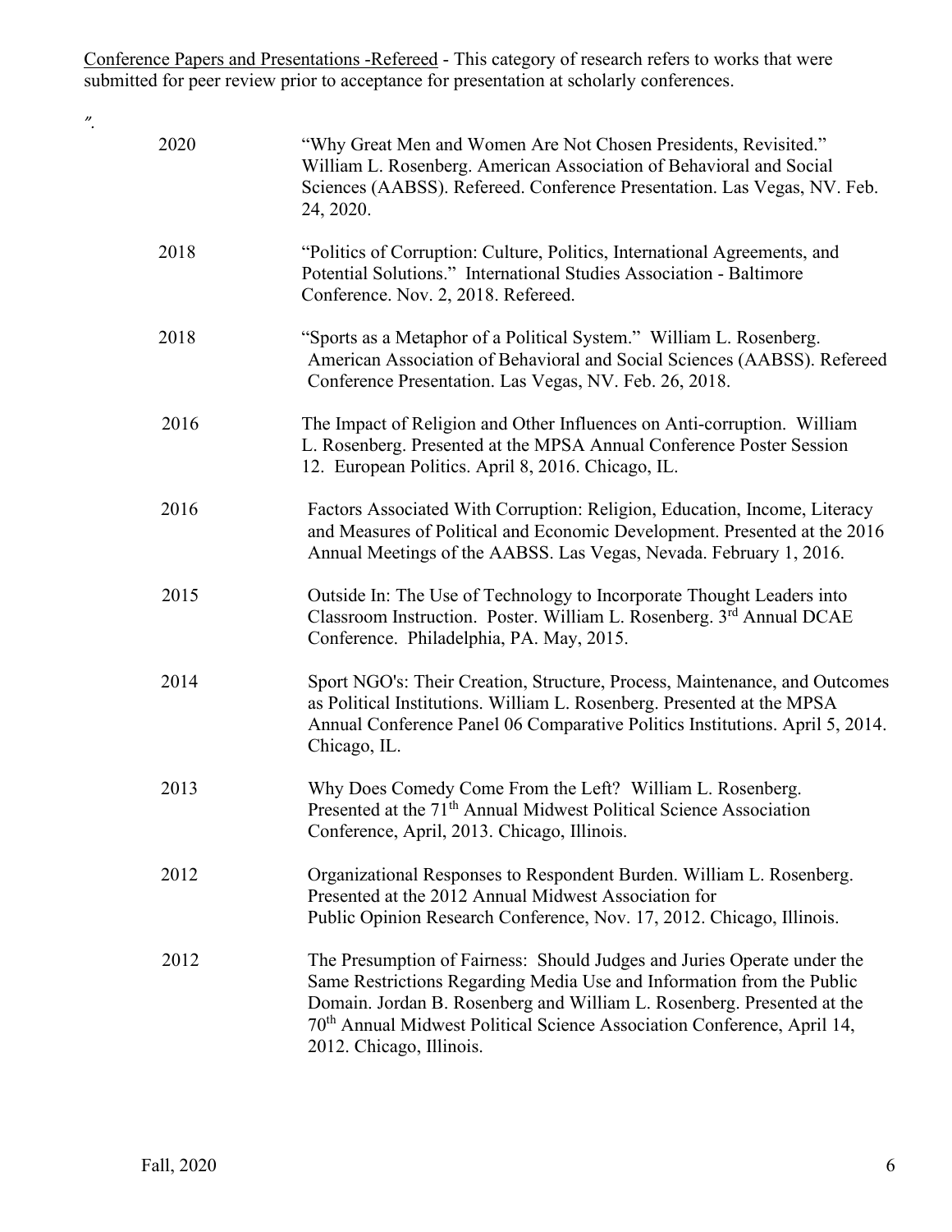<u>Conference Papers and Presentations -Refereed</u> - This category of research refers to works that were submitted for peer review prior to acceptance for presentation at scholarly conferences.

″.

| | |
|---|---|
| 2020 | "Why Great Men and Women Are Not Chosen Presidents, Revisited." William L. Rosenberg. American Association of Behavioral and Social Sciences (AABSS). Refereed. Conference Presentation. Las Vegas, NV. Feb. 24, 2020. |
| 2018 | "Politics of Corruption: Culture, Politics, International Agreements, and Potential Solutions." International Studies Association - Baltimore Conference. Nov. 2, 2018. Refereed. |
| 2018 | "Sports as a Metaphor of a Political System." William L. Rosenberg. American Association of Behavioral and Social Sciences (AABSS). Refereed Conference Presentation. Las Vegas, NV. Feb. 26, 2018. |
| 2016 | The Impact of Religion and Other Influences on Anti-corruption. William L. Rosenberg. Presented at the MPSA Annual Conference Poster Session 12. European Politics. April 8, 2016. Chicago, IL. |
| 2016 | Factors Associated With Corruption: Religion, Education, Income, Literacy and Measures of Political and Economic Development. Presented at the 2016 Annual Meetings of the AABSS. Las Vegas, Nevada. February 1, 2016. |
| 2015 | Outside In: The Use of Technology to Incorporate Thought Leaders into Classroom Instruction. Poster. William L. Rosenberg. 3rd Annual DCAE Conference. Philadelphia, PA. May, 2015. |
| 2014 | Sport NGO's: Their Creation, Structure, Process, Maintenance, and Outcomes as Political Institutions. William L. Rosenberg. Presented at the MPSA Annual Conference Panel 06 Comparative Politics Institutions. April 5, 2014. Chicago, IL. |
| 2013 | Why Does Comedy Come From the Left? William L. Rosenberg. Presented at the 71th Annual Midwest Political Science Association Conference, April, 2013. Chicago, Illinois. |
| 2012 | Organizational Responses to Respondent Burden. William L. Rosenberg. Presented at the 2012 Annual Midwest Association for Public Opinion Research Conference, Nov. 17, 2012. Chicago, Illinois. |
| 2012 | The Presumption of Fairness: Should Judges and Juries Operate under the Same Restrictions Regarding Media Use and Information from the Public Domain. Jordan B. Rosenberg and William L. Rosenberg. Presented at the 70th Annual Midwest Political Science Association Conference, April 14, 2012. Chicago, Illinois. |

Fall, 2020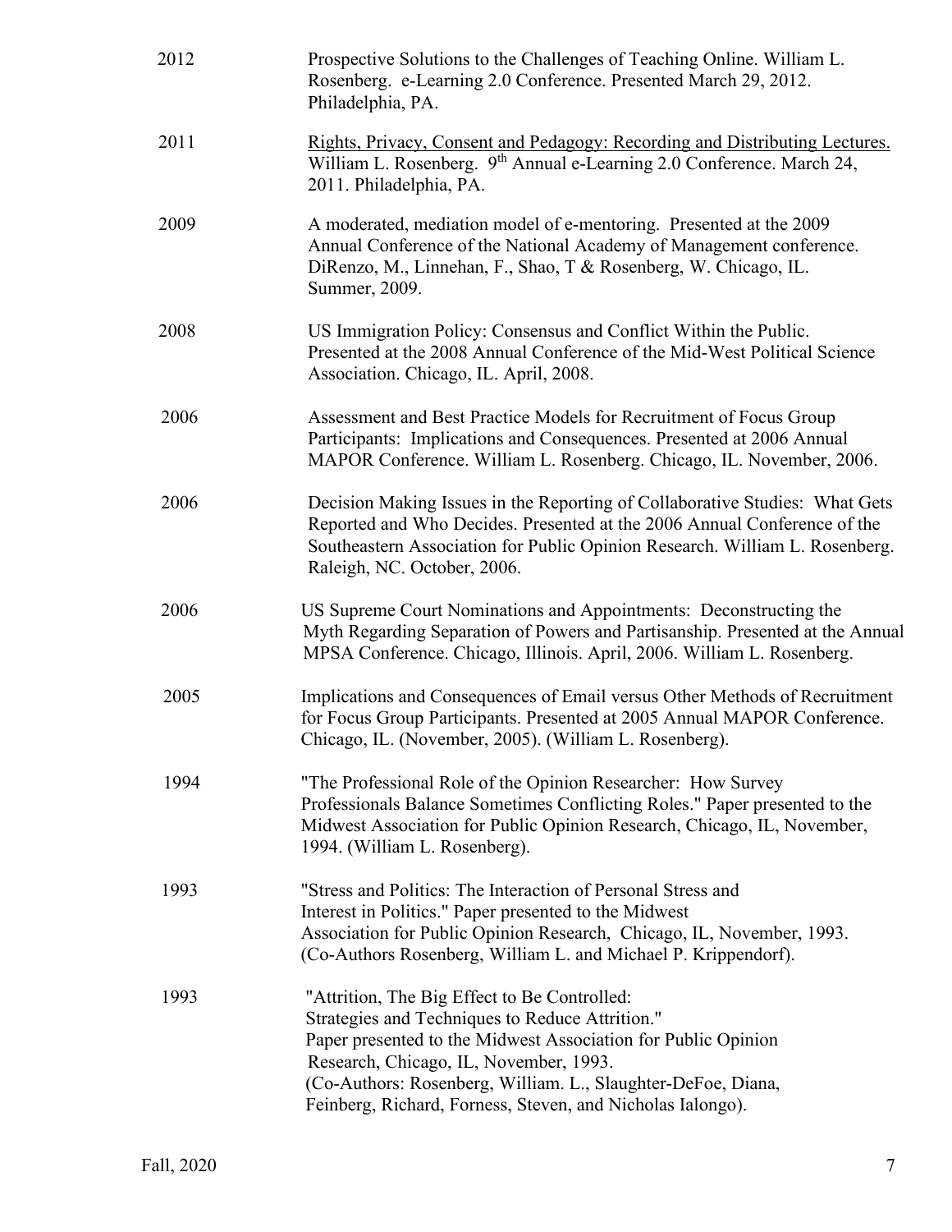2012 Prospective Solutions to the Challenges of Teaching Online. William L. Rosenberg. e-Learning 2.0 Conference. Presented March 29, 2012. Philadelphia, PA.

2011 <u>Rights, Privacy, Consent and Pedagogy: Recording and Distributing Lectures.</u> William L. Rosenberg. 9th Annual e-Learning 2.0 Conference. March 24, 2011. Philadelphia, PA.

2009 A moderated, mediation model of e-mentoring. Presented at the 2009 Annual Conference of the National Academy of Management conference. DiRenzo, M., Linnehan, F., Shao, T & Rosenberg, W. Chicago, IL. Summer, 2009.

2008 US Immigration Policy: Consensus and Conflict Within the Public. Presented at the 2008 Annual Conference of the Mid-West Political Science Association. Chicago, IL. April, 2008.

2006 Assessment and Best Practice Models for Recruitment of Focus Group Participants: Implications and Consequences. Presented at 2006 Annual MAPOR Conference. William L. Rosenberg. Chicago, IL. November, 2006.

2006 Decision Making Issues in the Reporting of Collaborative Studies: What Gets Reported and Who Decides. Presented at the 2006 Annual Conference of the Southeastern Association for Public Opinion Research. William L. Rosenberg. Raleigh, NC. October, 2006.

2006 US Supreme Court Nominations and Appointments: Deconstructing the Myth Regarding Separation of Powers and Partisanship. Presented at the Annual MPSA Conference. Chicago, Illinois. April, 2006. William L. Rosenberg.

2005 Implications and Consequences of Email versus Other Methods of Recruitment for Focus Group Participants. Presented at 2005 Annual MAPOR Conference. Chicago, IL. (November, 2005). (William L. Rosenberg).

1994 "The Professional Role of the Opinion Researcher: How Survey Professionals Balance Sometimes Conflicting Roles." Paper presented to the Midwest Association for Public Opinion Research, Chicago, IL, November, 1994. (William L. Rosenberg).

1993 "Stress and Politics: The Interaction of Personal Stress and Interest in Politics." Paper presented to the Midwest Association for Public Opinion Research, Chicago, IL, November, 1993. (Co-Authors Rosenberg, William L. and Michael P. Krippendorf).

1993 "Attrition, The Big Effect to Be Controlled: Strategies and Techniques to Reduce Attrition." Paper presented to the Midwest Association for Public Opinion Research, Chicago, IL, November, 1993. (Co-Authors: Rosenberg, William. L., Slaughter-DeFoe, Diana, Feinberg, Richard, Forness, Steven, and Nicholas Ialongo).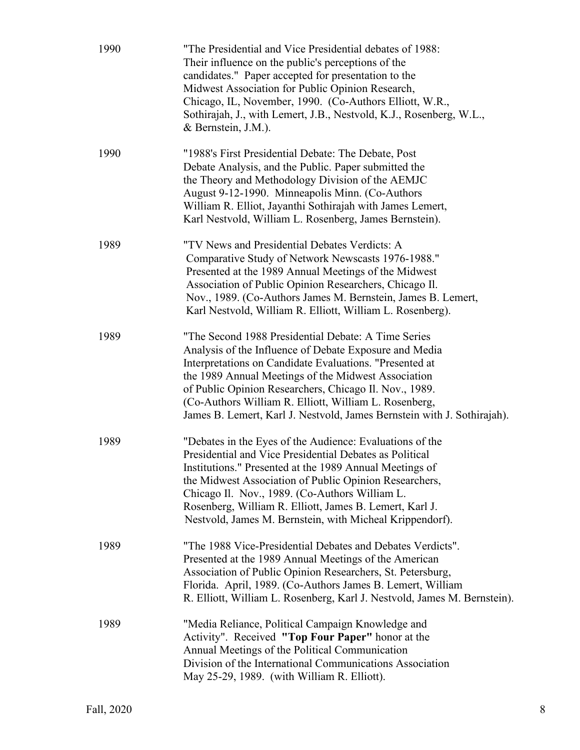1990 "The Presidential and Vice Presidential debates of 1988: Their influence on the public's perceptions of the candidates." Paper accepted for presentation to the Midwest Association for Public Opinion Research, Chicago, IL, November, 1990. (Co-Authors Elliott, W.R., Sothirajah, J., with Lemert, J.B., Nestvold, K.J., Rosenberg, W.L., & Bernstein, J.M.).

1990 "1988's First Presidential Debate: The Debate, Post Debate Analysis, and the Public. Paper submitted the the Theory and Methodology Division of the AEMJC August 9-12-1990. Minneapolis Minn. (Co-Authors William R. Elliot, Jayanthi Sothirajah with James Lemert, Karl Nestvold, William L. Rosenberg, James Bernstein).

1989 "TV News and Presidential Debates Verdicts: A Comparative Study of Network Newscasts 1976-1988." Presented at the 1989 Annual Meetings of the Midwest Association of Public Opinion Researchers, Chicago Il. Nov., 1989. (Co-Authors James M. Bernstein, James B. Lemert, Karl Nestvold, William R. Elliott, William L. Rosenberg).

1989 "The Second 1988 Presidential Debate: A Time Series Analysis of the Influence of Debate Exposure and Media Interpretations on Candidate Evaluations. "Presented at the 1989 Annual Meetings of the Midwest Association of Public Opinion Researchers, Chicago Il. Nov., 1989. (Co-Authors William R. Elliott, William L. Rosenberg, James B. Lemert, Karl J. Nestvold, James Bernstein with J. Sothirajah).

1989 "Debates in the Eyes of the Audience: Evaluations of the Presidential and Vice Presidential Debates as Political Institutions." Presented at the 1989 Annual Meetings of the Midwest Association of Public Opinion Researchers, Chicago Il. Nov., 1989. (Co-Authors William L. Rosenberg, William R. Elliott, James B. Lemert, Karl J. Nestvold, James M. Bernstein, with Micheal Krippendorf).

1989 "The 1988 Vice-Presidential Debates and Debates Verdicts". Presented at the 1989 Annual Meetings of the American Association of Public Opinion Researchers, St. Petersburg, Florida. April, 1989. (Co-Authors James B. Lemert, William R. Elliott, William L. Rosenberg, Karl J. Nestvold, James M. Bernstein).

1989 "Media Reliance, Political Campaign Knowledge and Activity". Received **"Top Four Paper"** honor at the Annual Meetings of the Political Communication Division of the International Communications Association May 25-29, 1989. (with William R. Elliott).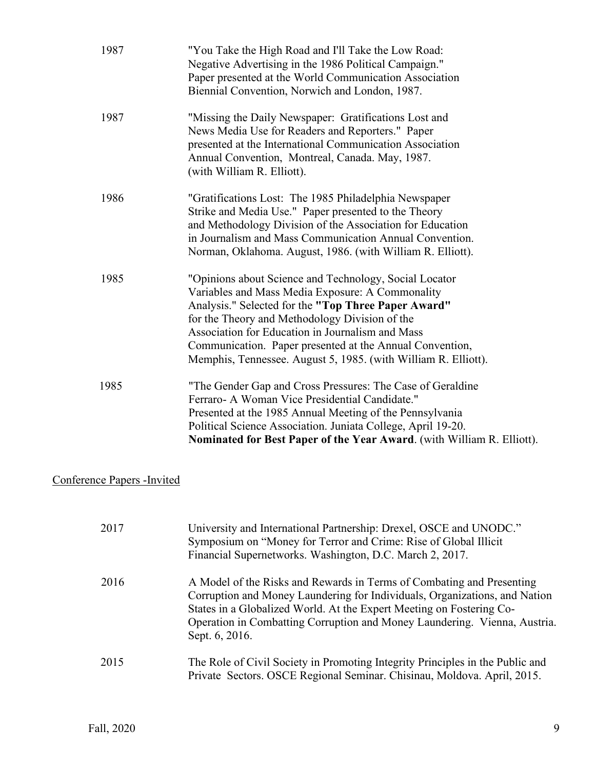1987 "You Take the High Road and I'll Take the Low Road: Negative Advertising in the 1986 Political Campaign." Paper presented at the World Communication Association Biennial Convention, Norwich and London, 1987.

1987 "Missing the Daily Newspaper: Gratifications Lost and News Media Use for Readers and Reporters." Paper presented at the International Communication Association Annual Convention, Montreal, Canada. May, 1987. (with William R. Elliott).

1986 "Gratifications Lost: The 1985 Philadelphia Newspaper Strike and Media Use." Paper presented to the Theory and Methodology Division of the Association for Education in Journalism and Mass Communication Annual Convention. Norman, Oklahoma. August, 1986. (with William R. Elliott).

1985 "Opinions about Science and Technology, Social Locator Variables and Mass Media Exposure: A Commonality Analysis." Selected for the **"Top Three Paper Award"** for the Theory and Methodology Division of the Association for Education in Journalism and Mass Communication. Paper presented at the Annual Convention, Memphis, Tennessee. August 5, 1985. (with William R. Elliott).

1985 "The Gender Gap and Cross Pressures: The Case of Geraldine Ferraro- A Woman Vice Presidential Candidate." Presented at the 1985 Annual Meeting of the Pennsylvania Political Science Association. Juniata College, April 19-20. **Nominated for Best Paper of the Year Award**. (with William R. Elliott).

## Conference Papers -Invited

2017 University and International Partnership: Drexel, OSCE and UNODC." Symposium on "Money for Terror and Crime: Rise of Global Illicit Financial Supernetworks. Washington, D.C. March 2, 2017.

2016 A Model of the Risks and Rewards in Terms of Combating and Presenting Corruption and Money Laundering for Individuals, Organizations, and Nation States in a Globalized World. At the Expert Meeting on Fostering Co-Operation in Combatting Corruption and Money Laundering. Vienna, Austria. Sept. 6, 2016.

2015 The Role of Civil Society in Promoting Integrity Principles in the Public and Private Sectors. OSCE Regional Seminar. Chisinau, Moldova. April, 2015.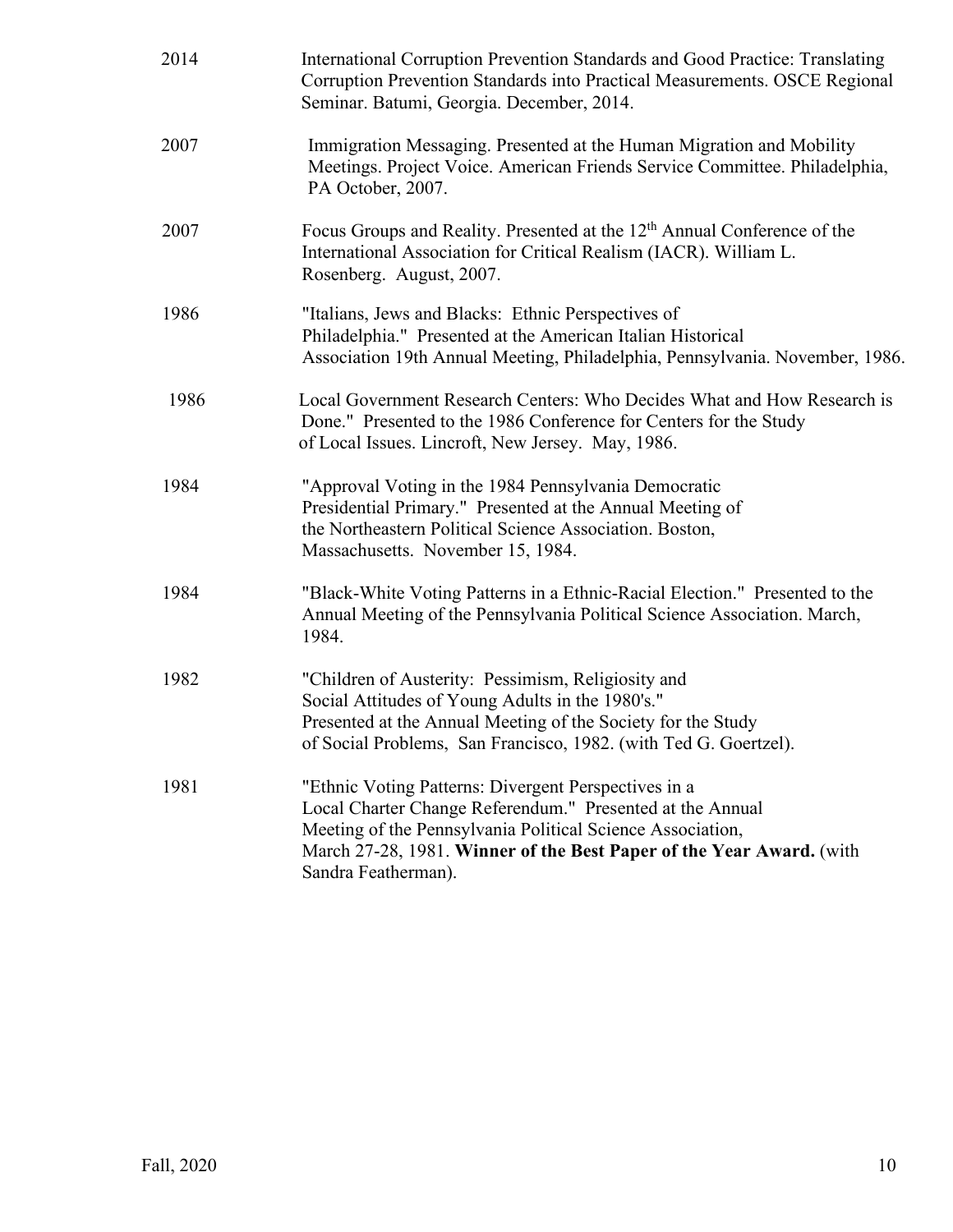2014 International Corruption Prevention Standards and Good Practice: Translating Corruption Prevention Standards into Practical Measurements. OSCE Regional Seminar. Batumi, Georgia. December, 2014.

2007 Immigration Messaging. Presented at the Human Migration and Mobility Meetings. Project Voice. American Friends Service Committee. Philadelphia, PA October, 2007.

2007 Focus Groups and Reality. Presented at the 12th Annual Conference of the International Association for Critical Realism (IACR). William L. Rosenberg. August, 2007.

1986 "Italians, Jews and Blacks: Ethnic Perspectives of Philadelphia." Presented at the American Italian Historical Association 19th Annual Meeting, Philadelphia, Pennsylvania. November, 1986.

1986 Local Government Research Centers: Who Decides What and How Research is Done." Presented to the 1986 Conference for Centers for the Study of Local Issues. Lincroft, New Jersey. May, 1986.

1984 "Approval Voting in the 1984 Pennsylvania Democratic Presidential Primary." Presented at the Annual Meeting of the Northeastern Political Science Association. Boston, Massachusetts. November 15, 1984.

1984 "Black-White Voting Patterns in a Ethnic-Racial Election." Presented to the Annual Meeting of the Pennsylvania Political Science Association. March, 1984.

1982 "Children of Austerity: Pessimism, Religiosity and Social Attitudes of Young Adults in the 1980's." Presented at the Annual Meeting of the Society for the Study of Social Problems, San Francisco, 1982. (with Ted G. Goertzel).

1981 "Ethnic Voting Patterns: Divergent Perspectives in a Local Charter Change Referendum." Presented at the Annual Meeting of the Pennsylvania Political Science Association, March 27-28, 1981. **Winner of the Best Paper of the Year Award.** (with Sandra Featherman).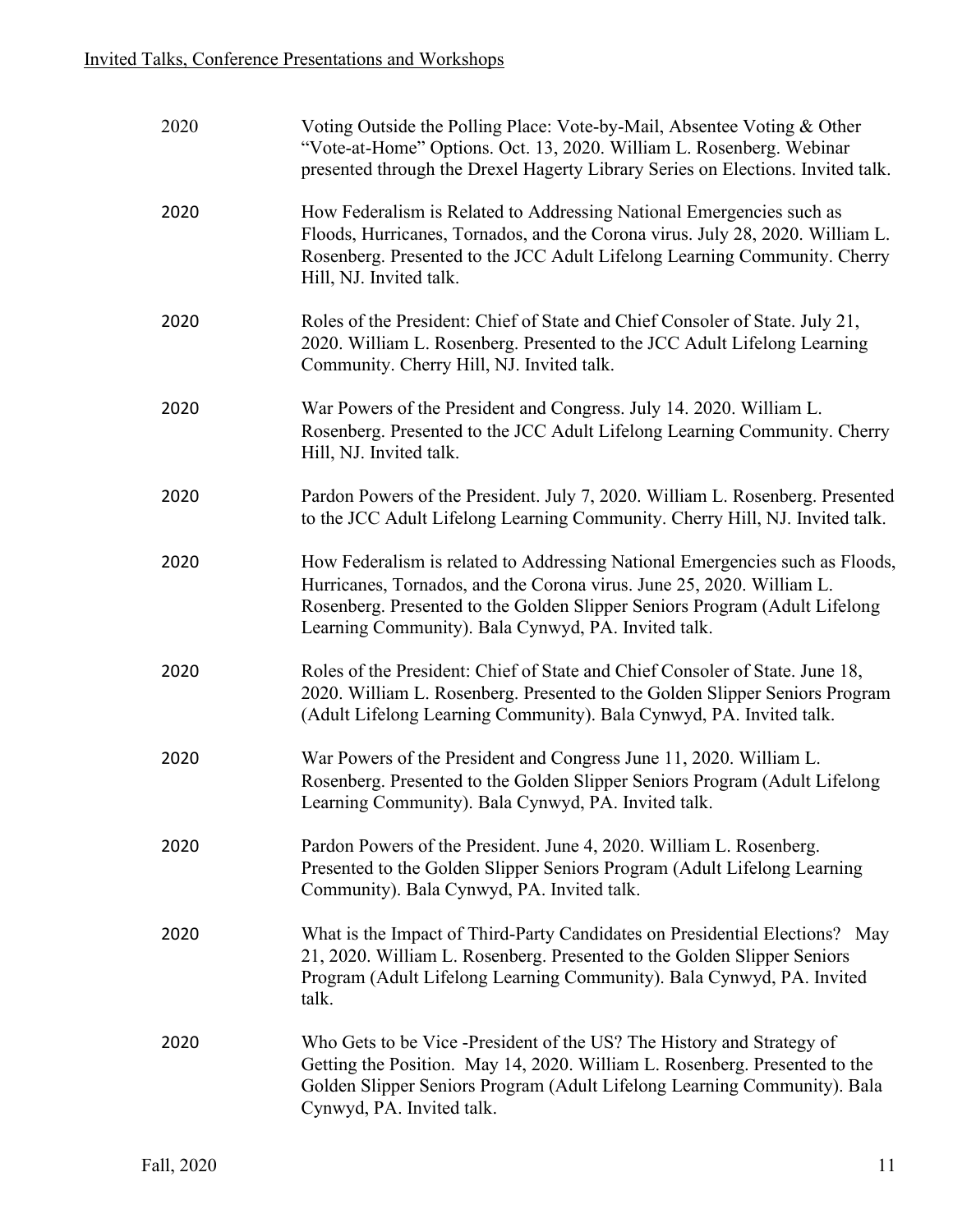Invited Talks, Conference Presentations and Workshops

| | |
|---|---|
| 2020 | Voting Outside the Polling Place: Vote-by-Mail, Absentee Voting & Other "Vote-at-Home" Options. Oct. 13, 2020. William L. Rosenberg. Webinar presented through the Drexel Hagerty Library Series on Elections. Invited talk. |
| 2020 | How Federalism is Related to Addressing National Emergencies such as Floods, Hurricanes, Tornados, and the Corona virus. July 28, 2020. William L. Rosenberg. Presented to the JCC Adult Lifelong Learning Community. Cherry Hill, NJ. Invited talk. |
| 2020 | Roles of the President: Chief of State and Chief Consoler of State. July 21, 2020. William L. Rosenberg. Presented to the JCC Adult Lifelong Learning Community. Cherry Hill, NJ. Invited talk. |
| 2020 | War Powers of the President and Congress. July 14. 2020. William L. Rosenberg. Presented to the JCC Adult Lifelong Learning Community. Cherry Hill, NJ. Invited talk. |
| 2020 | Pardon Powers of the President. July 7, 2020. William L. Rosenberg. Presented to the JCC Adult Lifelong Learning Community. Cherry Hill, NJ. Invited talk. |
| 2020 | How Federalism is related to Addressing National Emergencies such as Floods, Hurricanes, Tornados, and the Corona virus. June 25, 2020. William L. Rosenberg. Presented to the Golden Slipper Seniors Program (Adult Lifelong Learning Community). Bala Cynwyd, PA. Invited talk. |
| 2020 | Roles of the President: Chief of State and Chief Consoler of State. June 18, 2020. William L. Rosenberg. Presented to the Golden Slipper Seniors Program (Adult Lifelong Learning Community). Bala Cynwyd, PA. Invited talk. |
| 2020 | War Powers of the President and Congress June 11, 2020. William L. Rosenberg. Presented to the Golden Slipper Seniors Program (Adult Lifelong Learning Community). Bala Cynwyd, PA. Invited talk. |
| 2020 | Pardon Powers of the President. June 4, 2020. William L. Rosenberg. Presented to the Golden Slipper Seniors Program (Adult Lifelong Learning Community). Bala Cynwyd, PA. Invited talk. |
| 2020 | What is the Impact of Third-Party Candidates on Presidential Elections? May 21, 2020. William L. Rosenberg. Presented to the Golden Slipper Seniors Program (Adult Lifelong Learning Community). Bala Cynwyd, PA. Invited talk. |
| 2020 | Who Gets to be Vice -President of the US? The History and Strategy of Getting the Position. May 14, 2020. William L. Rosenberg. Presented to the Golden Slipper Seniors Program (Adult Lifelong Learning Community). Bala Cynwyd, PA. Invited talk. |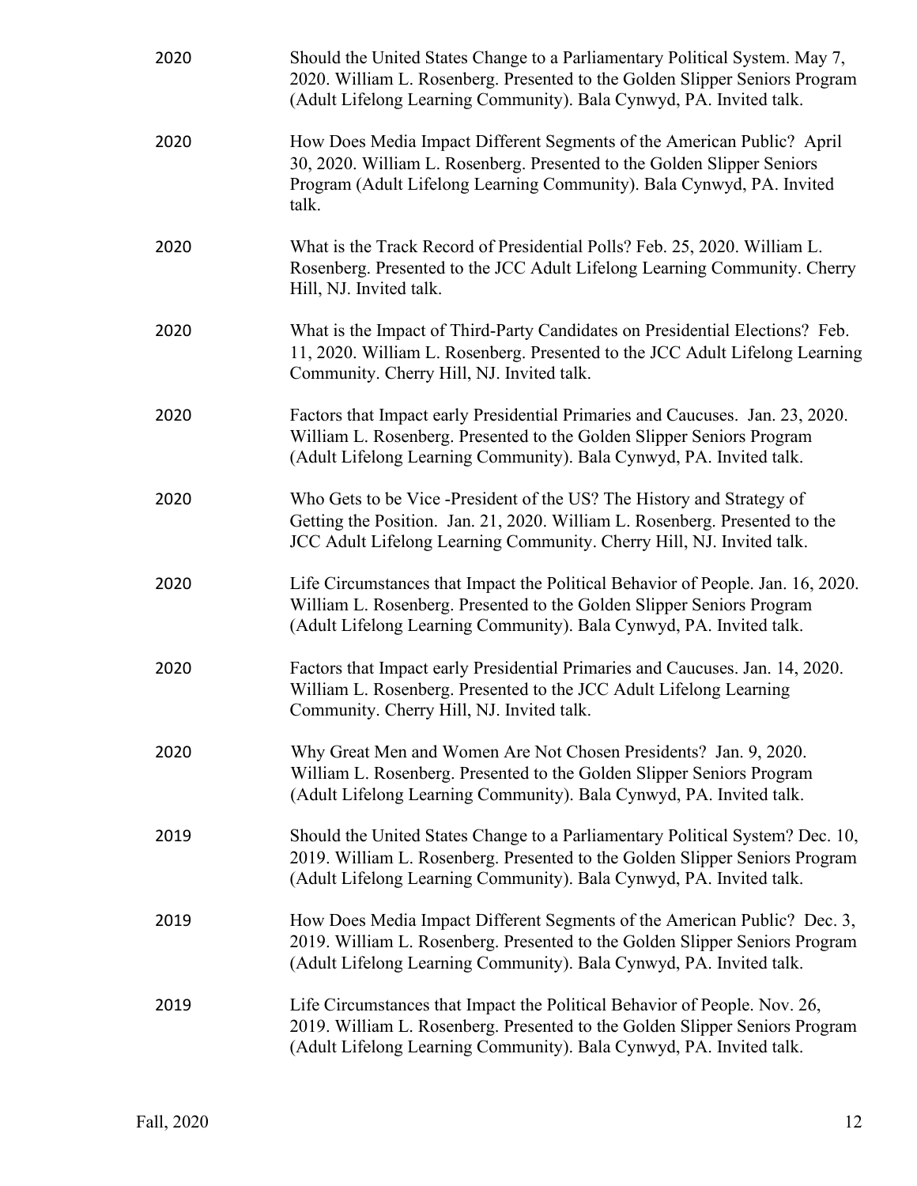2020 Should the United States Change to a Parliamentary Political System. May 7, 2020. William L. Rosenberg. Presented to the Golden Slipper Seniors Program (Adult Lifelong Learning Community). Bala Cynwyd, PA. Invited talk.

2020 How Does Media Impact Different Segments of the American Public? April 30, 2020. William L. Rosenberg. Presented to the Golden Slipper Seniors Program (Adult Lifelong Learning Community). Bala Cynwyd, PA. Invited talk.

2020 What is the Track Record of Presidential Polls? Feb. 25, 2020. William L. Rosenberg. Presented to the JCC Adult Lifelong Learning Community. Cherry Hill, NJ. Invited talk.

2020 What is the Impact of Third-Party Candidates on Presidential Elections? Feb. 11, 2020. William L. Rosenberg. Presented to the JCC Adult Lifelong Learning Community. Cherry Hill, NJ. Invited talk.

2020 Factors that Impact early Presidential Primaries and Caucuses. Jan. 23, 2020. William L. Rosenberg. Presented to the Golden Slipper Seniors Program (Adult Lifelong Learning Community). Bala Cynwyd, PA. Invited talk.

2020 Who Gets to be Vice -President of the US? The History and Strategy of Getting the Position. Jan. 21, 2020. William L. Rosenberg. Presented to the JCC Adult Lifelong Learning Community. Cherry Hill, NJ. Invited talk.

2020 Life Circumstances that Impact the Political Behavior of People. Jan. 16, 2020. William L. Rosenberg. Presented to the Golden Slipper Seniors Program (Adult Lifelong Learning Community). Bala Cynwyd, PA. Invited talk.

2020 Factors that Impact early Presidential Primaries and Caucuses. Jan. 14, 2020. William L. Rosenberg. Presented to the JCC Adult Lifelong Learning Community. Cherry Hill, NJ. Invited talk.

2020 Why Great Men and Women Are Not Chosen Presidents? Jan. 9, 2020. William L. Rosenberg. Presented to the Golden Slipper Seniors Program (Adult Lifelong Learning Community). Bala Cynwyd, PA. Invited talk.

2019 Should the United States Change to a Parliamentary Political System? Dec. 10, 2019. William L. Rosenberg. Presented to the Golden Slipper Seniors Program (Adult Lifelong Learning Community). Bala Cynwyd, PA. Invited talk.

2019 How Does Media Impact Different Segments of the American Public? Dec. 3, 2019. William L. Rosenberg. Presented to the Golden Slipper Seniors Program (Adult Lifelong Learning Community). Bala Cynwyd, PA. Invited talk.

2019 Life Circumstances that Impact the Political Behavior of People. Nov. 26, 2019. William L. Rosenberg. Presented to the Golden Slipper Seniors Program (Adult Lifelong Learning Community). Bala Cynwyd, PA. Invited talk.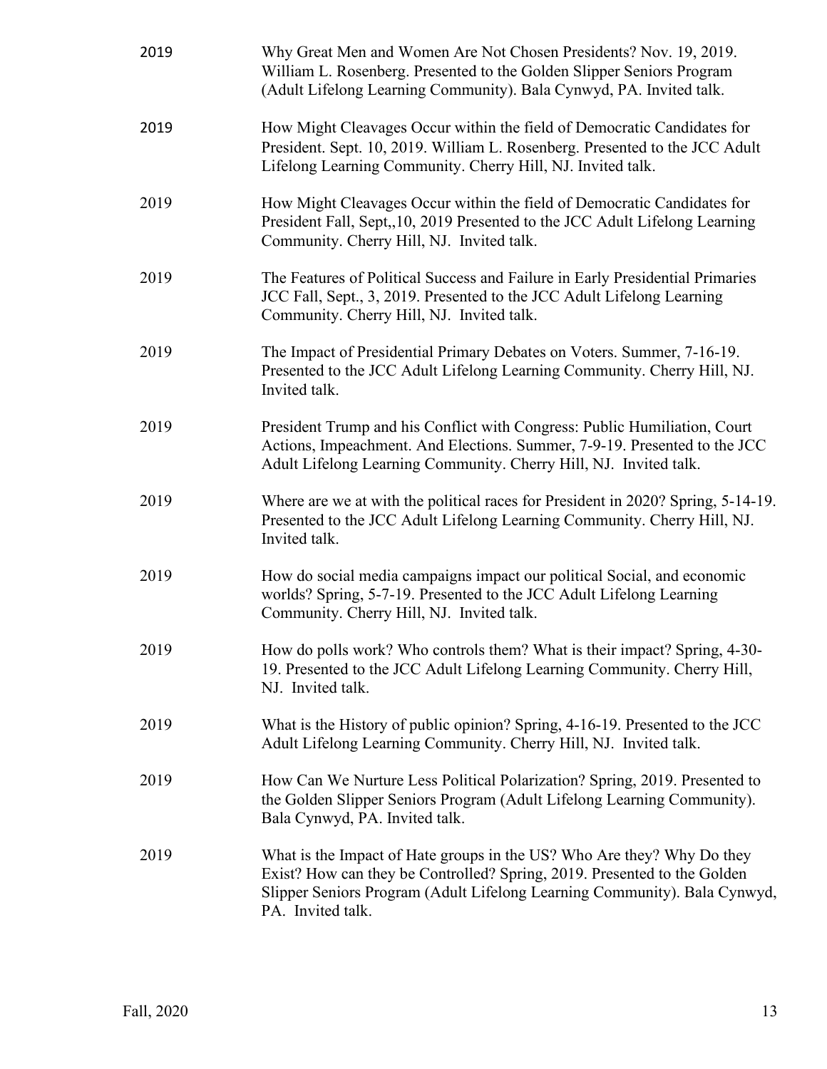2019 Why Great Men and Women Are Not Chosen Presidents? Nov. 19, 2019. William L. Rosenberg. Presented to the Golden Slipper Seniors Program (Adult Lifelong Learning Community). Bala Cynwyd, PA. Invited talk.

2019 How Might Cleavages Occur within the field of Democratic Candidates for President. Sept. 10, 2019. William L. Rosenberg. Presented to the JCC Adult Lifelong Learning Community. Cherry Hill, NJ. Invited talk.

2019 How Might Cleavages Occur within the field of Democratic Candidates for President Fall, Sept,,10, 2019 Presented to the JCC Adult Lifelong Learning Community. Cherry Hill, NJ. Invited talk.

2019 The Features of Political Success and Failure in Early Presidential Primaries JCC Fall, Sept., 3, 2019. Presented to the JCC Adult Lifelong Learning Community. Cherry Hill, NJ. Invited talk.

2019 The Impact of Presidential Primary Debates on Voters. Summer, 7-16-19. Presented to the JCC Adult Lifelong Learning Community. Cherry Hill, NJ. Invited talk.

2019 President Trump and his Conflict with Congress: Public Humiliation, Court Actions, Impeachment. And Elections. Summer, 7-9-19. Presented to the JCC Adult Lifelong Learning Community. Cherry Hill, NJ. Invited talk.

2019 Where are we at with the political races for President in 2020? Spring, 5-14-19. Presented to the JCC Adult Lifelong Learning Community. Cherry Hill, NJ. Invited talk.

2019 How do social media campaigns impact our political Social, and economic worlds? Spring, 5-7-19. Presented to the JCC Adult Lifelong Learning Community. Cherry Hill, NJ. Invited talk.

2019 How do polls work? Who controls them? What is their impact? Spring, 4-30-19. Presented to the JCC Adult Lifelong Learning Community. Cherry Hill, NJ. Invited talk.

2019 What is the History of public opinion? Spring, 4-16-19. Presented to the JCC Adult Lifelong Learning Community. Cherry Hill, NJ. Invited talk.

2019 How Can We Nurture Less Political Polarization? Spring, 2019. Presented to the Golden Slipper Seniors Program (Adult Lifelong Learning Community). Bala Cynwyd, PA. Invited talk.

2019 What is the Impact of Hate groups in the US? Who Are they? Why Do they Exist? How can they be Controlled? Spring, 2019. Presented to the Golden Slipper Seniors Program (Adult Lifelong Learning Community). Bala Cynwyd, PA. Invited talk.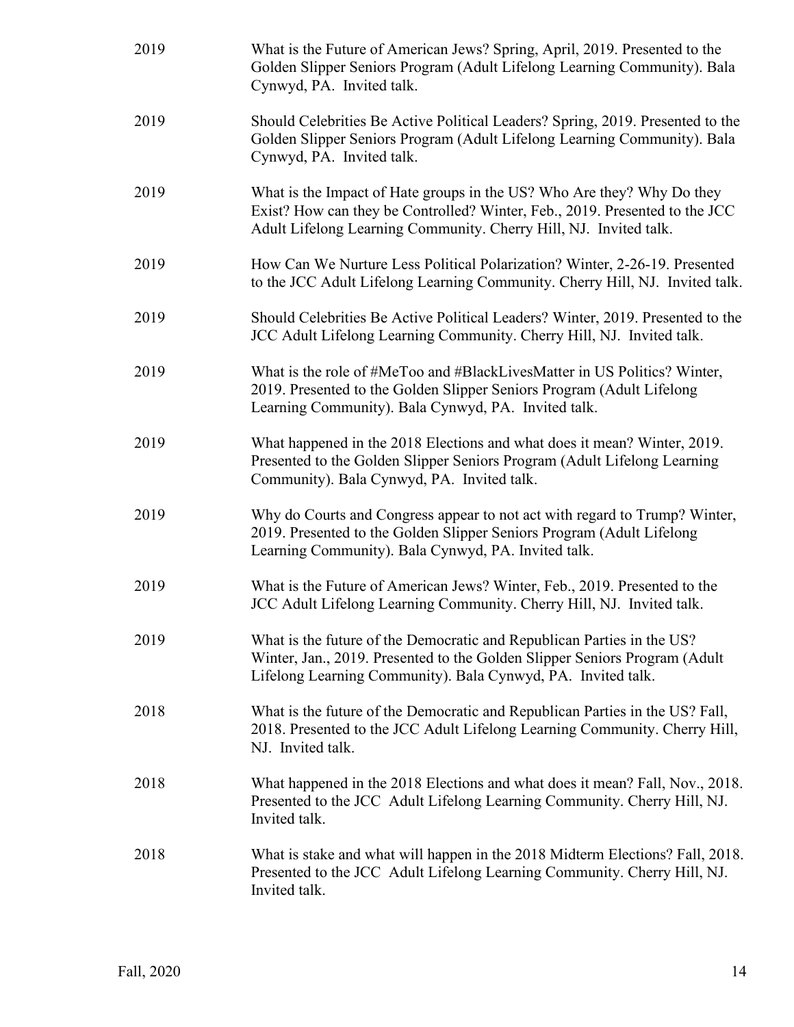| | |
|---|---|
| 2019 | What is the Future of American Jews? Spring, April, 2019. Presented to the Golden Slipper Seniors Program (Adult Lifelong Learning Community). Bala Cynwyd, PA. Invited talk. |
| 2019 | Should Celebrities Be Active Political Leaders? Spring, 2019. Presented to the Golden Slipper Seniors Program (Adult Lifelong Learning Community). Bala Cynwyd, PA. Invited talk. |
| 2019 | What is the Impact of Hate groups in the US? Who Are they? Why Do they Exist? How can they be Controlled? Winter, Feb., 2019. Presented to the JCC Adult Lifelong Learning Community. Cherry Hill, NJ. Invited talk. |
| 2019 | How Can We Nurture Less Political Polarization? Winter, 2-26-19. Presented to the JCC Adult Lifelong Learning Community. Cherry Hill, NJ. Invited talk. |
| 2019 | Should Celebrities Be Active Political Leaders? Winter, 2019. Presented to the JCC Adult Lifelong Learning Community. Cherry Hill, NJ. Invited talk. |
| 2019 | What is the role of #MeToo and #BlackLivesMatter in US Politics? Winter, 2019. Presented to the Golden Slipper Seniors Program (Adult Lifelong Learning Community). Bala Cynwyd, PA. Invited talk. |
| 2019 | What happened in the 2018 Elections and what does it mean? Winter, 2019. Presented to the Golden Slipper Seniors Program (Adult Lifelong Learning Community). Bala Cynwyd, PA. Invited talk. |
| 2019 | Why do Courts and Congress appear to not act with regard to Trump? Winter, 2019. Presented to the Golden Slipper Seniors Program (Adult Lifelong Learning Community). Bala Cynwyd, PA. Invited talk. |
| 2019 | What is the Future of American Jews? Winter, Feb., 2019. Presented to the JCC Adult Lifelong Learning Community. Cherry Hill, NJ. Invited talk. |
| 2019 | What is the future of the Democratic and Republican Parties in the US? Winter, Jan., 2019. Presented to the Golden Slipper Seniors Program (Adult Lifelong Learning Community). Bala Cynwyd, PA. Invited talk. |
| 2018 | What is the future of the Democratic and Republican Parties in the US? Fall, 2018. Presented to the JCC Adult Lifelong Learning Community. Cherry Hill, NJ. Invited talk. |
| 2018 | What happened in the 2018 Elections and what does it mean? Fall, Nov., 2018. Presented to the JCC Adult Lifelong Learning Community. Cherry Hill, NJ. Invited talk. |
| 2018 | What is stake and what will happen in the 2018 Midterm Elections? Fall, 2018. Presented to the JCC Adult Lifelong Learning Community. Cherry Hill, NJ. Invited talk. |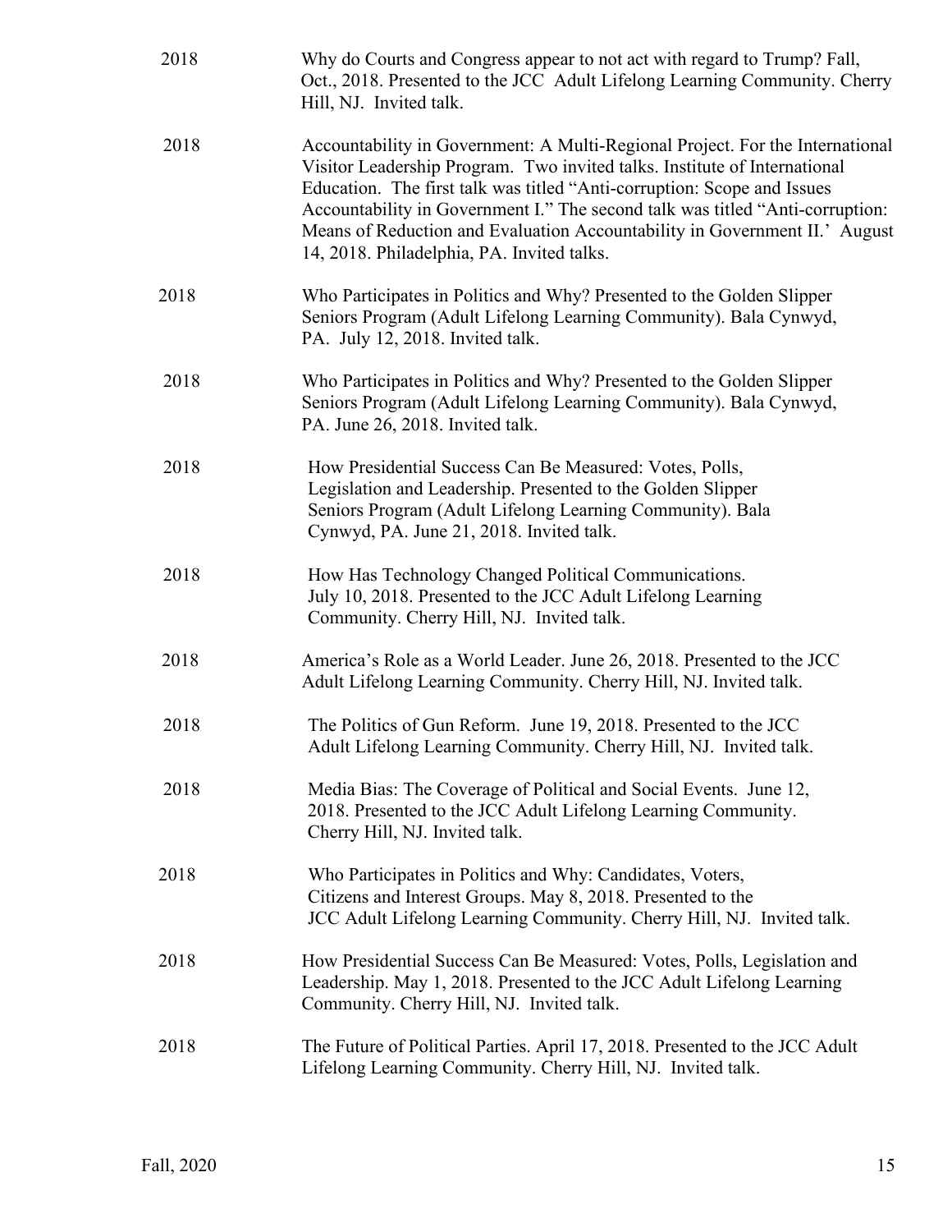| | |
|---|---|
| 2018 | Why do Courts and Congress appear to not act with regard to Trump? Fall, Oct., 2018. Presented to the JCC Adult Lifelong Learning Community. Cherry Hill, NJ. Invited talk. |
| 2018 | Accountability in Government: A Multi-Regional Project. For the International Visitor Leadership Program. Two invited talks. Institute of International Education. The first talk was titled "Anti-corruption: Scope and Issues Accountability in Government I." The second talk was titled "Anti-corruption: Means of Reduction and Evaluation Accountability in Government II.' August 14, 2018. Philadelphia, PA. Invited talks. |
| 2018 | Who Participates in Politics and Why? Presented to the Golden Slipper Seniors Program (Adult Lifelong Learning Community). Bala Cynwyd, PA. July 12, 2018. Invited talk. |
| 2018 | Who Participates in Politics and Why? Presented to the Golden Slipper Seniors Program (Adult Lifelong Learning Community). Bala Cynwyd, PA. June 26, 2018. Invited talk. |
| 2018 | How Presidential Success Can Be Measured: Votes, Polls, Legislation and Leadership. Presented to the Golden Slipper Seniors Program (Adult Lifelong Learning Community). Bala Cynwyd, PA. June 21, 2018. Invited talk. |
| 2018 | How Has Technology Changed Political Communications. July 10, 2018. Presented to the JCC Adult Lifelong Learning Community. Cherry Hill, NJ. Invited talk. |
| 2018 | America's Role as a World Leader. June 26, 2018. Presented to the JCC Adult Lifelong Learning Community. Cherry Hill, NJ. Invited talk. |
| 2018 | The Politics of Gun Reform. June 19, 2018. Presented to the JCC Adult Lifelong Learning Community. Cherry Hill, NJ. Invited talk. |
| 2018 | Media Bias: The Coverage of Political and Social Events. June 12, 2018. Presented to the JCC Adult Lifelong Learning Community. Cherry Hill, NJ. Invited talk. |
| 2018 | Who Participates in Politics and Why: Candidates, Voters, Citizens and Interest Groups. May 8, 2018. Presented to the JCC Adult Lifelong Learning Community. Cherry Hill, NJ. Invited talk. |
| 2018 | How Presidential Success Can Be Measured: Votes, Polls, Legislation and Leadership. May 1, 2018. Presented to the JCC Adult Lifelong Learning Community. Cherry Hill, NJ. Invited talk. |
| 2018 | The Future of Political Parties. April 17, 2018. Presented to the JCC Adult Lifelong Learning Community. Cherry Hill, NJ. Invited talk. |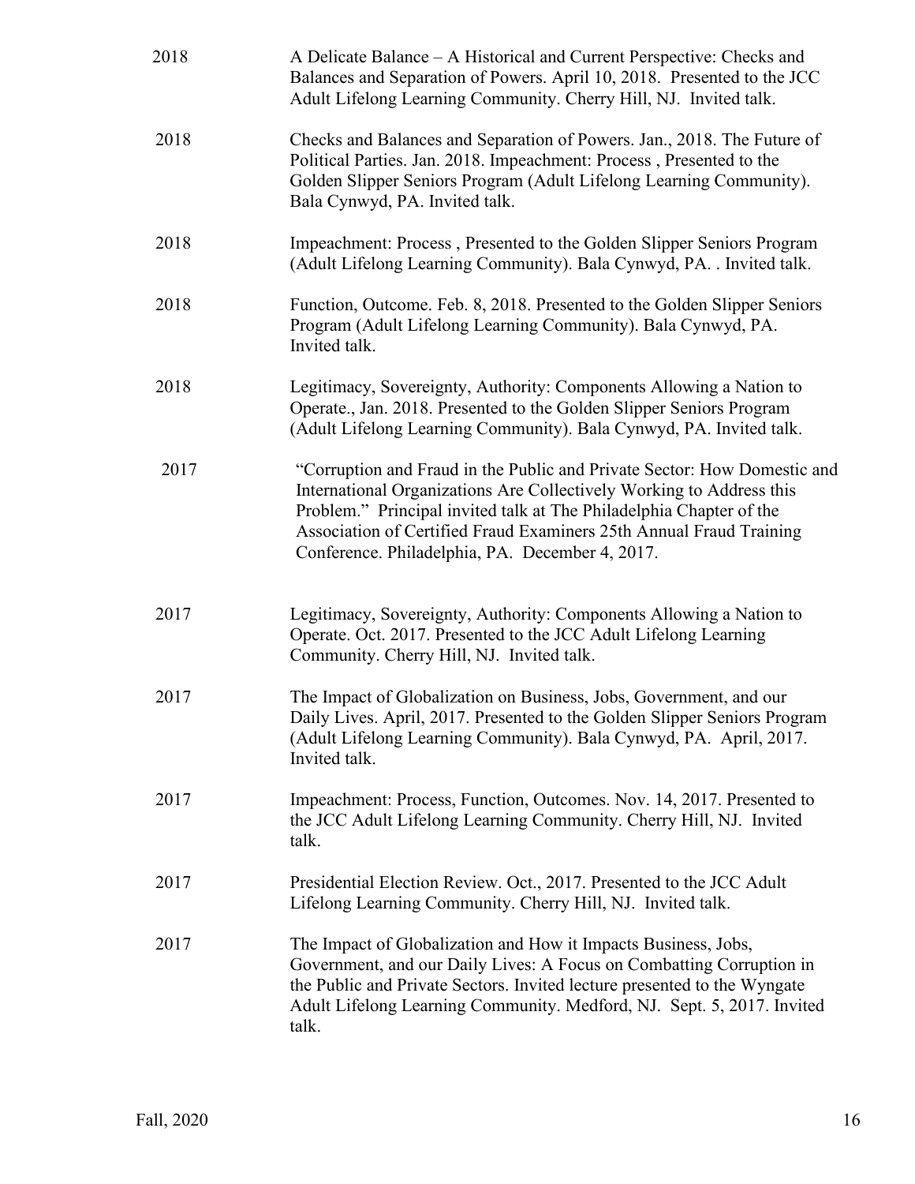2018 A Delicate Balance – A Historical and Current Perspective: Checks and Balances and Separation of Powers. April 10, 2018. Presented to the JCC Adult Lifelong Learning Community. Cherry Hill, NJ. Invited talk.

2018 Checks and Balances and Separation of Powers. Jan., 2018. The Future of Political Parties. Jan. 2018. Impeachment: Process , Presented to the Golden Slipper Seniors Program (Adult Lifelong Learning Community). Bala Cynwyd, PA. Invited talk.

2018 Impeachment: Process , Presented to the Golden Slipper Seniors Program (Adult Lifelong Learning Community). Bala Cynwyd, PA. . Invited talk.

2018 Function, Outcome. Feb. 8, 2018. Presented to the Golden Slipper Seniors Program (Adult Lifelong Learning Community). Bala Cynwyd, PA. Invited talk.

2018 Legitimacy, Sovereignty, Authority: Components Allowing a Nation to Operate., Jan. 2018. Presented to the Golden Slipper Seniors Program (Adult Lifelong Learning Community). Bala Cynwyd, PA. Invited talk.

2017 "Corruption and Fraud in the Public and Private Sector: How Domestic and International Organizations Are Collectively Working to Address this Problem." Principal invited talk at The Philadelphia Chapter of the Association of Certified Fraud Examiners 25th Annual Fraud Training Conference. Philadelphia, PA. December 4, 2017.

2017 Legitimacy, Sovereignty, Authority: Components Allowing a Nation to Operate. Oct. 2017. Presented to the JCC Adult Lifelong Learning Community. Cherry Hill, NJ. Invited talk.

2017 The Impact of Globalization on Business, Jobs, Government, and our Daily Lives. April, 2017. Presented to the Golden Slipper Seniors Program (Adult Lifelong Learning Community). Bala Cynwyd, PA. April, 2017. Invited talk.

2017 Impeachment: Process, Function, Outcomes. Nov. 14, 2017. Presented to the JCC Adult Lifelong Learning Community. Cherry Hill, NJ. Invited talk.

2017 Presidential Election Review. Oct., 2017. Presented to the JCC Adult Lifelong Learning Community. Cherry Hill, NJ. Invited talk.

2017 The Impact of Globalization and How it Impacts Business, Jobs, Government, and our Daily Lives: A Focus on Combatting Corruption in the Public and Private Sectors. Invited lecture presented to the Wyngate Adult Lifelong Learning Community. Medford, NJ. Sept. 5, 2017. Invited talk.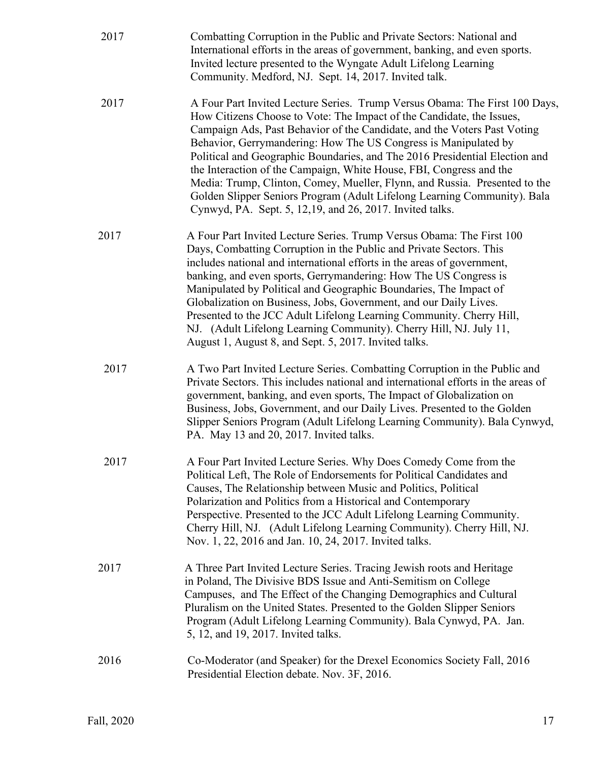2017 Combatting Corruption in the Public and Private Sectors: National and International efforts in the areas of government, banking, and even sports. Invited lecture presented to the Wyngate Adult Lifelong Learning Community. Medford, NJ. Sept. 14, 2017. Invited talk.

2017 A Four Part Invited Lecture Series. Trump Versus Obama: The First 100 Days, How Citizens Choose to Vote: The Impact of the Candidate, the Issues, Campaign Ads, Past Behavior of the Candidate, and the Voters Past Voting Behavior, Gerrymandering: How The US Congress is Manipulated by Political and Geographic Boundaries, and The 2016 Presidential Election and the Interaction of the Campaign, White House, FBI, Congress and the Media: Trump, Clinton, Comey, Mueller, Flynn, and Russia. Presented to the Golden Slipper Seniors Program (Adult Lifelong Learning Community). Bala Cynwyd, PA. Sept. 5, 12,19, and 26, 2017. Invited talks.

2017 A Four Part Invited Lecture Series. Trump Versus Obama: The First 100 Days, Combatting Corruption in the Public and Private Sectors. This includes national and international efforts in the areas of government, banking, and even sports, Gerrymandering: How The US Congress is Manipulated by Political and Geographic Boundaries, The Impact of Globalization on Business, Jobs, Government, and our Daily Lives. Presented to the JCC Adult Lifelong Learning Community. Cherry Hill, NJ. (Adult Lifelong Learning Community). Cherry Hill, NJ. July 11, August 1, August 8, and Sept. 5, 2017. Invited talks.

2017 A Two Part Invited Lecture Series. Combatting Corruption in the Public and Private Sectors. This includes national and international efforts in the areas of government, banking, and even sports, The Impact of Globalization on Business, Jobs, Government, and our Daily Lives. Presented to the Golden Slipper Seniors Program (Adult Lifelong Learning Community). Bala Cynwyd, PA. May 13 and 20, 2017. Invited talks.

2017 A Four Part Invited Lecture Series. Why Does Comedy Come from the Political Left, The Role of Endorsements for Political Candidates and Causes, The Relationship between Music and Politics, Political Polarization and Politics from a Historical and Contemporary Perspective. Presented to the JCC Adult Lifelong Learning Community. Cherry Hill, NJ. (Adult Lifelong Learning Community). Cherry Hill, NJ. Nov. 1, 22, 2016 and Jan. 10, 24, 2017. Invited talks.

2017 A Three Part Invited Lecture Series. Tracing Jewish roots and Heritage in Poland, The Divisive BDS Issue and Anti-Semitism on College Campuses, and The Effect of the Changing Demographics and Cultural Pluralism on the United States. Presented to the Golden Slipper Seniors Program (Adult Lifelong Learning Community). Bala Cynwyd, PA. Jan. 5, 12, and 19, 2017. Invited talks.

2016 Co-Moderator (and Speaker) for the Drexel Economics Society Fall, 2016 Presidential Election debate. Nov. 3F, 2016.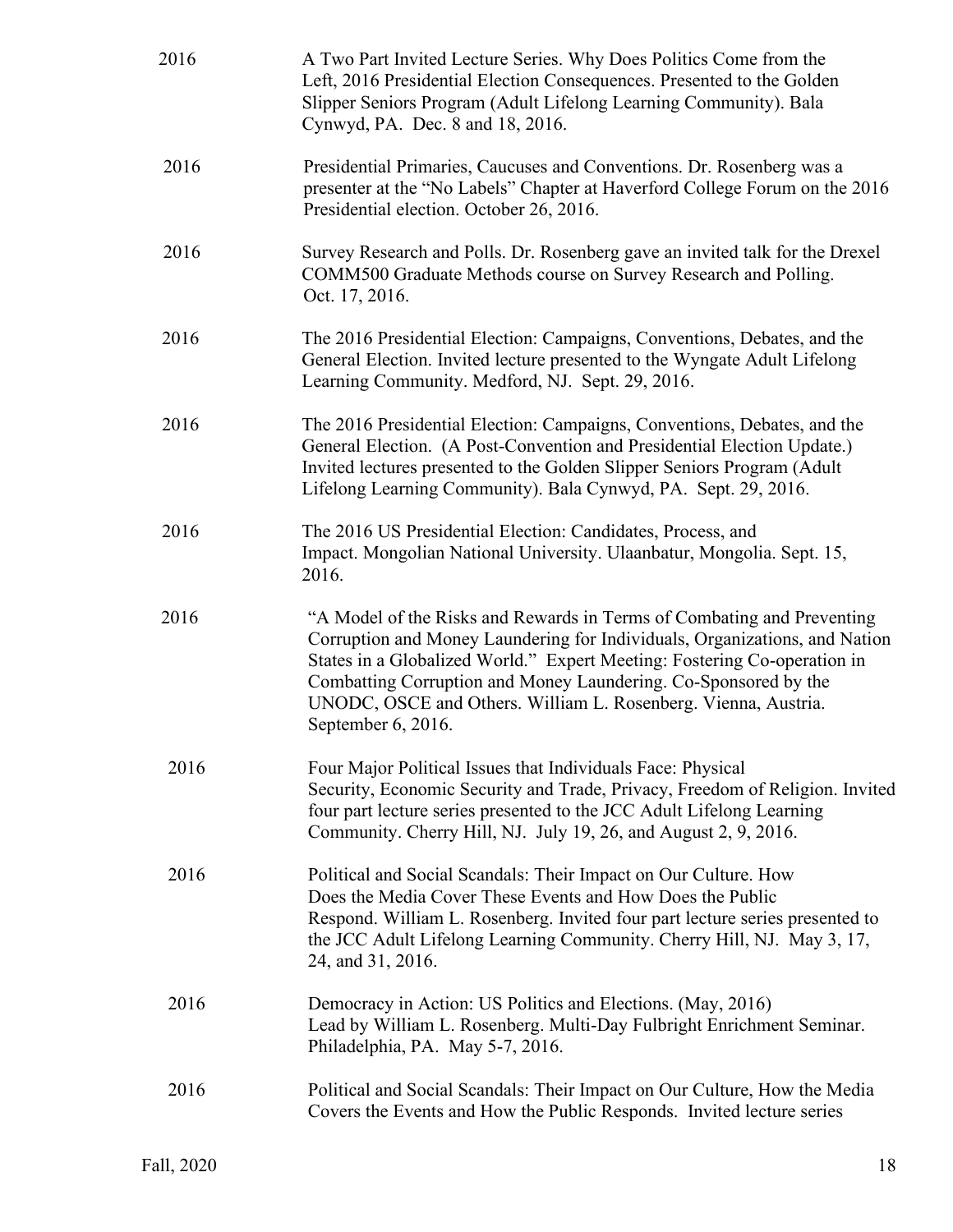2016 A Two Part Invited Lecture Series. Why Does Politics Come from the Left, 2016 Presidential Election Consequences. Presented to the Golden Slipper Seniors Program (Adult Lifelong Learning Community). Bala Cynwyd, PA. Dec. 8 and 18, 2016.

2016 Presidential Primaries, Caucuses and Conventions. Dr. Rosenberg was a presenter at the "No Labels" Chapter at Haverford College Forum on the 2016 Presidential election. October 26, 2016.

2016 Survey Research and Polls. Dr. Rosenberg gave an invited talk for the Drexel COMM500 Graduate Methods course on Survey Research and Polling. Oct. 17, 2016.

2016 The 2016 Presidential Election: Campaigns, Conventions, Debates, and the General Election. Invited lecture presented to the Wyngate Adult Lifelong Learning Community. Medford, NJ. Sept. 29, 2016.

2016 The 2016 Presidential Election: Campaigns, Conventions, Debates, and the General Election. (A Post-Convention and Presidential Election Update.) Invited lectures presented to the Golden Slipper Seniors Program (Adult Lifelong Learning Community). Bala Cynwyd, PA. Sept. 29, 2016.

2016 The 2016 US Presidential Election: Candidates, Process, and Impact. Mongolian National University. Ulaanbatur, Mongolia. Sept. 15, 2016.

2016 "A Model of the Risks and Rewards in Terms of Combating and Preventing Corruption and Money Laundering for Individuals, Organizations, and Nation States in a Globalized World." Expert Meeting: Fostering Co-operation in Combatting Corruption and Money Laundering. Co-Sponsored by the UNODC, OSCE and Others. William L. Rosenberg. Vienna, Austria. September 6, 2016.

2016 Four Major Political Issues that Individuals Face: Physical Security, Economic Security and Trade, Privacy, Freedom of Religion. Invited four part lecture series presented to the JCC Adult Lifelong Learning Community. Cherry Hill, NJ. July 19, 26, and August 2, 9, 2016.

2016 Political and Social Scandals: Their Impact on Our Culture. How Does the Media Cover These Events and How Does the Public Respond. William L. Rosenberg. Invited four part lecture series presented to the JCC Adult Lifelong Learning Community. Cherry Hill, NJ. May 3, 17, 24, and 31, 2016.

2016 Democracy in Action: US Politics and Elections. (May, 2016) Lead by William L. Rosenberg. Multi-Day Fulbright Enrichment Seminar. Philadelphia, PA. May 5-7, 2016.

2016 Political and Social Scandals: Their Impact on Our Culture, How the Media Covers the Events and How the Public Responds. Invited lecture series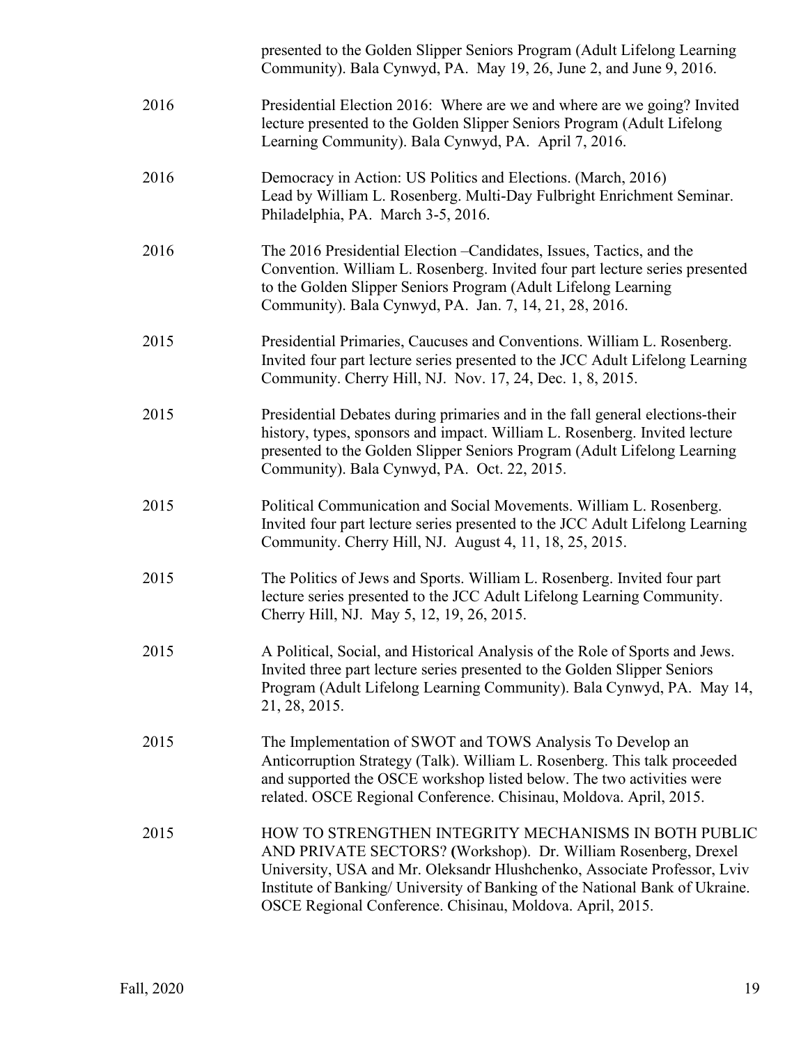presented to the Golden Slipper Seniors Program (Adult Lifelong Learning Community). Bala Cynwyd, PA. May 19, 26, June 2, and June 9, 2016.

2016 Presidential Election 2016: Where are we and where are we going? Invited lecture presented to the Golden Slipper Seniors Program (Adult Lifelong Learning Community). Bala Cynwyd, PA. April 7, 2016.

2016 Democracy in Action: US Politics and Elections. (March, 2016) Lead by William L. Rosenberg. Multi-Day Fulbright Enrichment Seminar. Philadelphia, PA. March 3-5, 2016.

2016 The 2016 Presidential Election –Candidates, Issues, Tactics, and the Convention. William L. Rosenberg. Invited four part lecture series presented to the Golden Slipper Seniors Program (Adult Lifelong Learning Community). Bala Cynwyd, PA. Jan. 7, 14, 21, 28, 2016.

2015 Presidential Primaries, Caucuses and Conventions. William L. Rosenberg. Invited four part lecture series presented to the JCC Adult Lifelong Learning Community. Cherry Hill, NJ. Nov. 17, 24, Dec. 1, 8, 2015.

2015 Presidential Debates during primaries and in the fall general elections-their history, types, sponsors and impact. William L. Rosenberg. Invited lecture presented to the Golden Slipper Seniors Program (Adult Lifelong Learning Community). Bala Cynwyd, PA. Oct. 22, 2015.

2015 Political Communication and Social Movements. William L. Rosenberg. Invited four part lecture series presented to the JCC Adult Lifelong Learning Community. Cherry Hill, NJ. August 4, 11, 18, 25, 2015.

2015 The Politics of Jews and Sports. William L. Rosenberg. Invited four part lecture series presented to the JCC Adult Lifelong Learning Community. Cherry Hill, NJ. May 5, 12, 19, 26, 2015.

2015 A Political, Social, and Historical Analysis of the Role of Sports and Jews. Invited three part lecture series presented to the Golden Slipper Seniors Program (Adult Lifelong Learning Community). Bala Cynwyd, PA. May 14, 21, 28, 2015.

2015 The Implementation of SWOT and TOWS Analysis To Develop an Anticorruption Strategy (Talk). William L. Rosenberg. This talk proceeded and supported the OSCE workshop listed below. The two activities were related. OSCE Regional Conference. Chisinau, Moldova. April, 2015.

2015 HOW TO STRENGTHEN INTEGRITY MECHANISMS IN BOTH PUBLIC AND PRIVATE SECTORS? (Workshop). Dr. William Rosenberg, Drexel University, USA and Mr. Oleksandr Hlushchenko, Associate Professor, Lviv Institute of Banking/ University of Banking of the National Bank of Ukraine. OSCE Regional Conference. Chisinau, Moldova. April, 2015.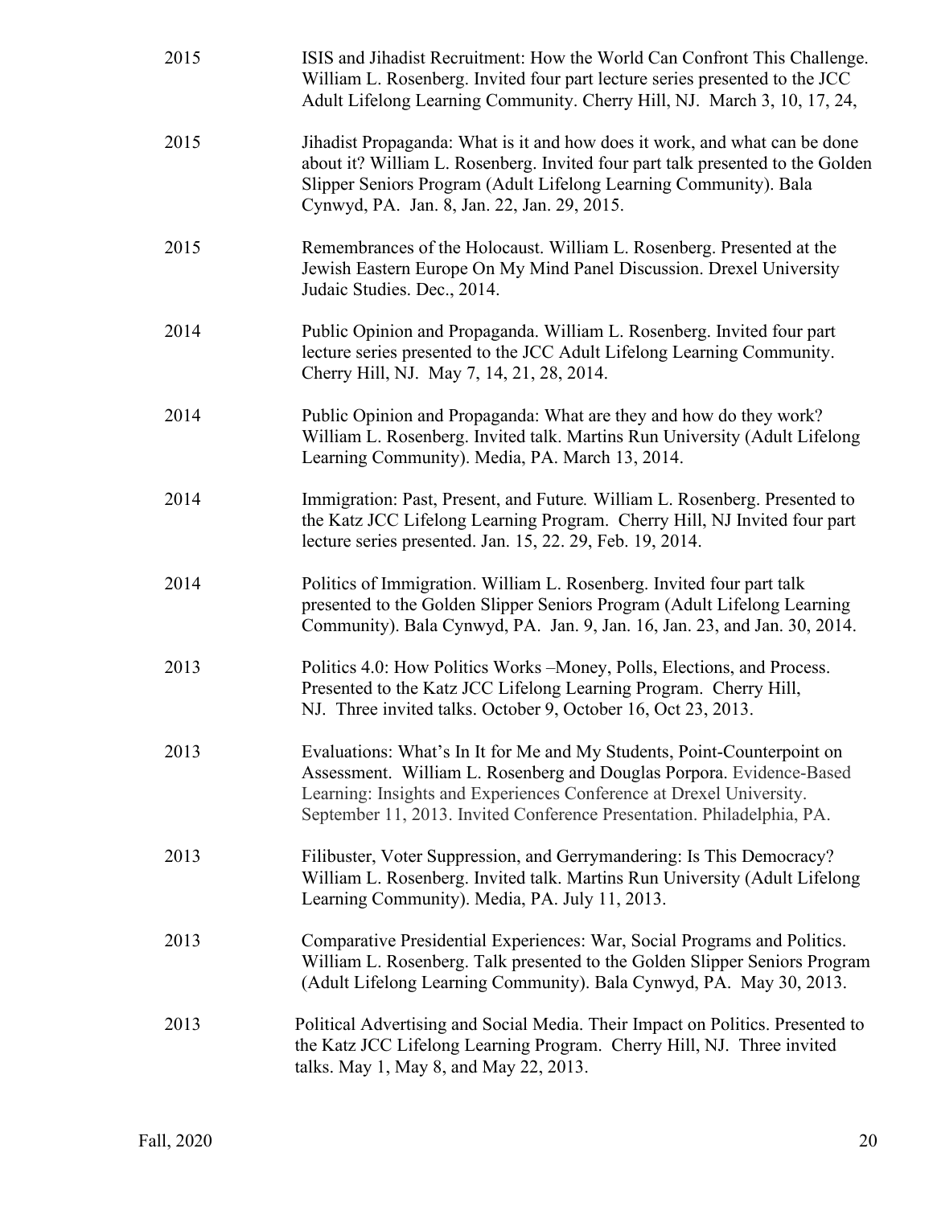| | |
|---|---|
| 2015 | ISIS and Jihadist Recruitment: How the World Can Confront This Challenge. William L. Rosenberg. Invited four part lecture series presented to the JCC Adult Lifelong Learning Community. Cherry Hill, NJ. March 3, 10, 17, 24, |
| 2015 | Jihadist Propaganda: What is it and how does it work, and what can be done about it? William L. Rosenberg. Invited four part talk presented to the Golden Slipper Seniors Program (Adult Lifelong Learning Community). Bala Cynwyd, PA. Jan. 8, Jan. 22, Jan. 29, 2015. |
| 2015 | Remembrances of the Holocaust. William L. Rosenberg. Presented at the Jewish Eastern Europe On My Mind Panel Discussion. Drexel University Judaic Studies. Dec., 2014. |
| 2014 | Public Opinion and Propaganda. William L. Rosenberg. Invited four part lecture series presented to the JCC Adult Lifelong Learning Community. Cherry Hill, NJ. May 7, 14, 21, 28, 2014. |
| 2014 | Public Opinion and Propaganda: What are they and how do they work? William L. Rosenberg. Invited talk. Martins Run University (Adult Lifelong Learning Community). Media, PA. March 13, 2014. |
| 2014 | Immigration: Past, Present, and Future*.* William L. Rosenberg. Presented to the Katz JCC Lifelong Learning Program. Cherry Hill, NJ Invited four part lecture series presented. Jan. 15, 22. 29, Feb. 19, 2014. |
| 2014 | Politics of Immigration. William L. Rosenberg. Invited four part talk presented to the Golden Slipper Seniors Program (Adult Lifelong Learning Community). Bala Cynwyd, PA. Jan. 9, Jan. 16, Jan. 23, and Jan. 30, 2014. |
| 2013 | Politics 4.0: How Politics Works –Money, Polls, Elections, and Process. Presented to the Katz JCC Lifelong Learning Program. Cherry Hill, NJ. Three invited talks. October 9, October 16, Oct 23, 2013. |
| 2013 | Evaluations: What's In It for Me and My Students, Point-Counterpoint on Assessment. William L. Rosenberg and Douglas Porpora. Evidence-Based Learning: Insights and Experiences Conference at Drexel University. September 11, 2013. Invited Conference Presentation. Philadelphia, PA. |
| 2013 | Filibuster, Voter Suppression, and Gerrymandering: Is This Democracy? William L. Rosenberg. Invited talk. Martins Run University (Adult Lifelong Learning Community). Media, PA. July 11, 2013. |
| 2013 | Comparative Presidential Experiences: War, Social Programs and Politics. William L. Rosenberg. Talk presented to the Golden Slipper Seniors Program (Adult Lifelong Learning Community). Bala Cynwyd, PA. May 30, 2013. |
| 2013 | Political Advertising and Social Media. Their Impact on Politics. Presented to the Katz JCC Lifelong Learning Program. Cherry Hill, NJ. Three invited talks. May 1, May 8, and May 22, 2013. |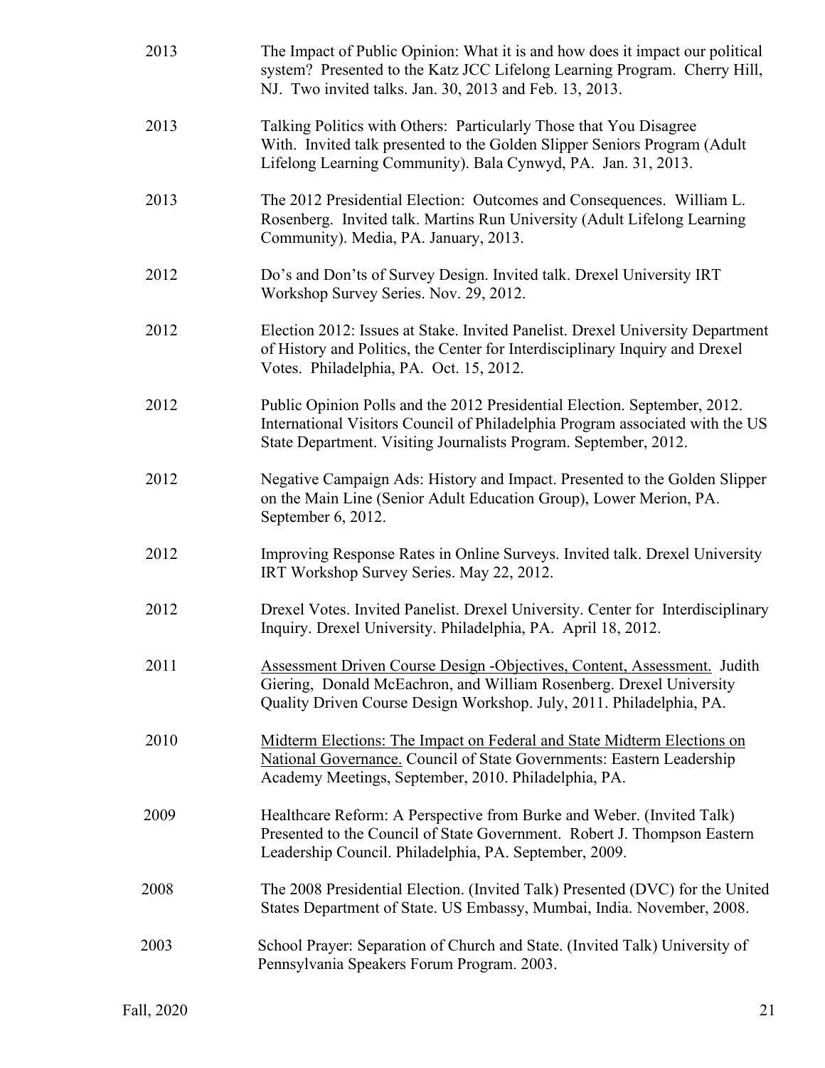2013 The Impact of Public Opinion: What it is and how does it impact our political system? Presented to the Katz JCC Lifelong Learning Program. Cherry Hill, NJ. Two invited talks. Jan. 30, 2013 and Feb. 13, 2013.

2013 Talking Politics with Others: Particularly Those that You Disagree With. Invited talk presented to the Golden Slipper Seniors Program (Adult Lifelong Learning Community). Bala Cynwyd, PA. Jan. 31, 2013.

2013 The 2012 Presidential Election: Outcomes and Consequences. William L. Rosenberg. Invited talk. Martins Run University (Adult Lifelong Learning Community). Media, PA. January, 2013.

2012 Do's and Don'ts of Survey Design. Invited talk. Drexel University IRT Workshop Survey Series. Nov. 29, 2012.

2012 Election 2012: Issues at Stake. Invited Panelist. Drexel University Department of History and Politics, the Center for Interdisciplinary Inquiry and Drexel Votes. Philadelphia, PA. Oct. 15, 2012.

2012 Public Opinion Polls and the 2012 Presidential Election. September, 2012. International Visitors Council of Philadelphia Program associated with the US State Department. Visiting Journalists Program. September, 2012.

2012 Negative Campaign Ads: History and Impact. Presented to the Golden Slipper on the Main Line (Senior Adult Education Group), Lower Merion, PA. September 6, 2012.

2012 Improving Response Rates in Online Surveys. Invited talk. Drexel University IRT Workshop Survey Series. May 22, 2012.

2012 Drexel Votes. Invited Panelist. Drexel University. Center for Interdisciplinary Inquiry. Drexel University. Philadelphia, PA. April 18, 2012.

2011 <u>Assessment Driven Course Design -Objectives, Content, Assessment.</u> Judith Giering, Donald McEachron, and William Rosenberg. Drexel University Quality Driven Course Design Workshop. July, 2011. Philadelphia, PA.

2010 <u>Midterm Elections: The Impact on Federal and State Midterm Elections on National Governance.</u> Council of State Governments: Eastern Leadership Academy Meetings, September, 2010. Philadelphia, PA.

2009 Healthcare Reform: A Perspective from Burke and Weber. (Invited Talk) Presented to the Council of State Government. Robert J. Thompson Eastern Leadership Council. Philadelphia, PA. September, 2009.

2008 The 2008 Presidential Election. (Invited Talk) Presented (DVC) for the United States Department of State. US Embassy, Mumbai, India. November, 2008.

2003 School Prayer: Separation of Church and State. (Invited Talk) University of Pennsylvania Speakers Forum Program. 2003.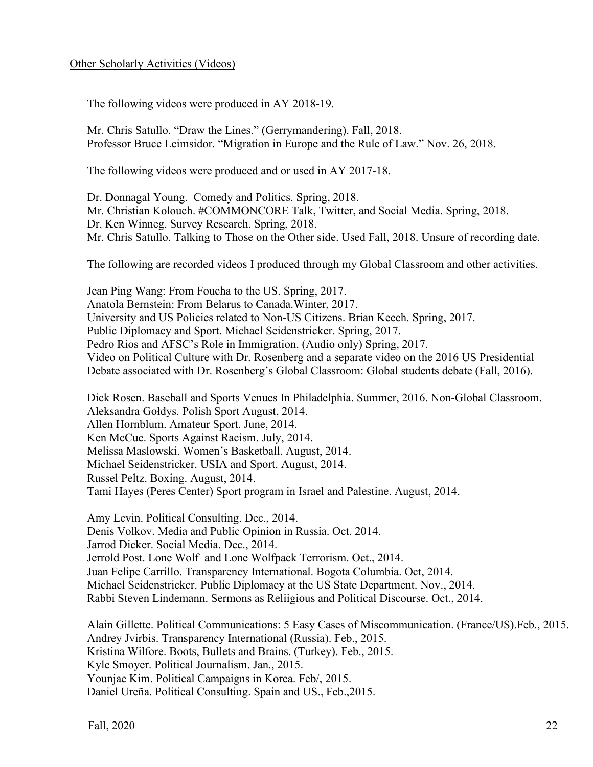Other Scholarly Activities (Videos)

The following videos were produced in AY 2018-19.

Mr. Chris Satullo. "Draw the Lines." (Gerrymandering). Fall, 2018.
Professor Bruce Leimsidor. "Migration in Europe and the Rule of Law." Nov. 26, 2018.

The following videos were produced and or used in AY 2017-18.

Dr. Donnagal Young. Comedy and Politics. Spring, 2018.
Mr. Christian Kolouch. #COMMONCORE Talk, Twitter, and Social Media. Spring, 2018.
Dr. Ken Winneg. Survey Research. Spring, 2018.
Mr. Chris Satullo. Talking to Those on the Other side. Used Fall, 2018. Unsure of recording date.

The following are recorded videos I produced through my Global Classroom and other activities.

Jean Ping Wang: From Foucha to the US. Spring, 2017.
Anatola Bernstein: From Belarus to Canada.Winter, 2017.
University and US Policies related to Non-US Citizens. Brian Keech. Spring, 2017.
Public Diplomacy and Sport. Michael Seidenstricker. Spring, 2017.
Pedro Rios and AFSC's Role in Immigration. (Audio only) Spring, 2017.
Video on Political Culture with Dr. Rosenberg and a separate video on the 2016 US Presidential Debate associated with Dr. Rosenberg's Global Classroom: Global students debate (Fall, 2016).

Dick Rosen. Baseball and Sports Venues In Philadelphia. Summer, 2016. Non-Global Classroom.
Aleksandra Gołdys. Polish Sport August, 2014.
Allen Hornblum. Amateur Sport. June, 2014.
Ken McCue. Sports Against Racism. July, 2014.
Melissa Maslowski. Women's Basketball. August, 2014.
Michael Seidenstricker. USIA and Sport. August, 2014.
Russel Peltz. Boxing. August, 2014.
Tami Hayes (Peres Center) Sport program in Israel and Palestine. August, 2014.

Amy Levin. Political Consulting. Dec., 2014.
Denis Volkov. Media and Public Opinion in Russia. Oct. 2014.
Jarrod Dicker. Social Media. Dec., 2014.
Jerrold Post. Lone Wolf and Lone Wolfpack Terrorism. Oct., 2014.
Juan Felipe Carrillo. Transparency International. Bogota Columbia. Oct, 2014.
Michael Seidenstricker. Public Diplomacy at the US State Department. Nov., 2014.
Rabbi Steven Lindemann. Sermons as Reliigious and Political Discourse. Oct., 2014.

Alain Gillette. Political Communications: 5 Easy Cases of Miscommunication. (France/US).Feb., 2015.
Andrey Jvirbis. Transparency International (Russia). Feb., 2015.
Kristina Wilfore. Boots, Bullets and Brains. (Turkey). Feb., 2015.
Kyle Smoyer. Political Journalism. Jan., 2015.
Younjae Kim. Political Campaigns in Korea. Feb/, 2015.
Daniel Ureña. Political Consulting. Spain and US., Feb.,2015.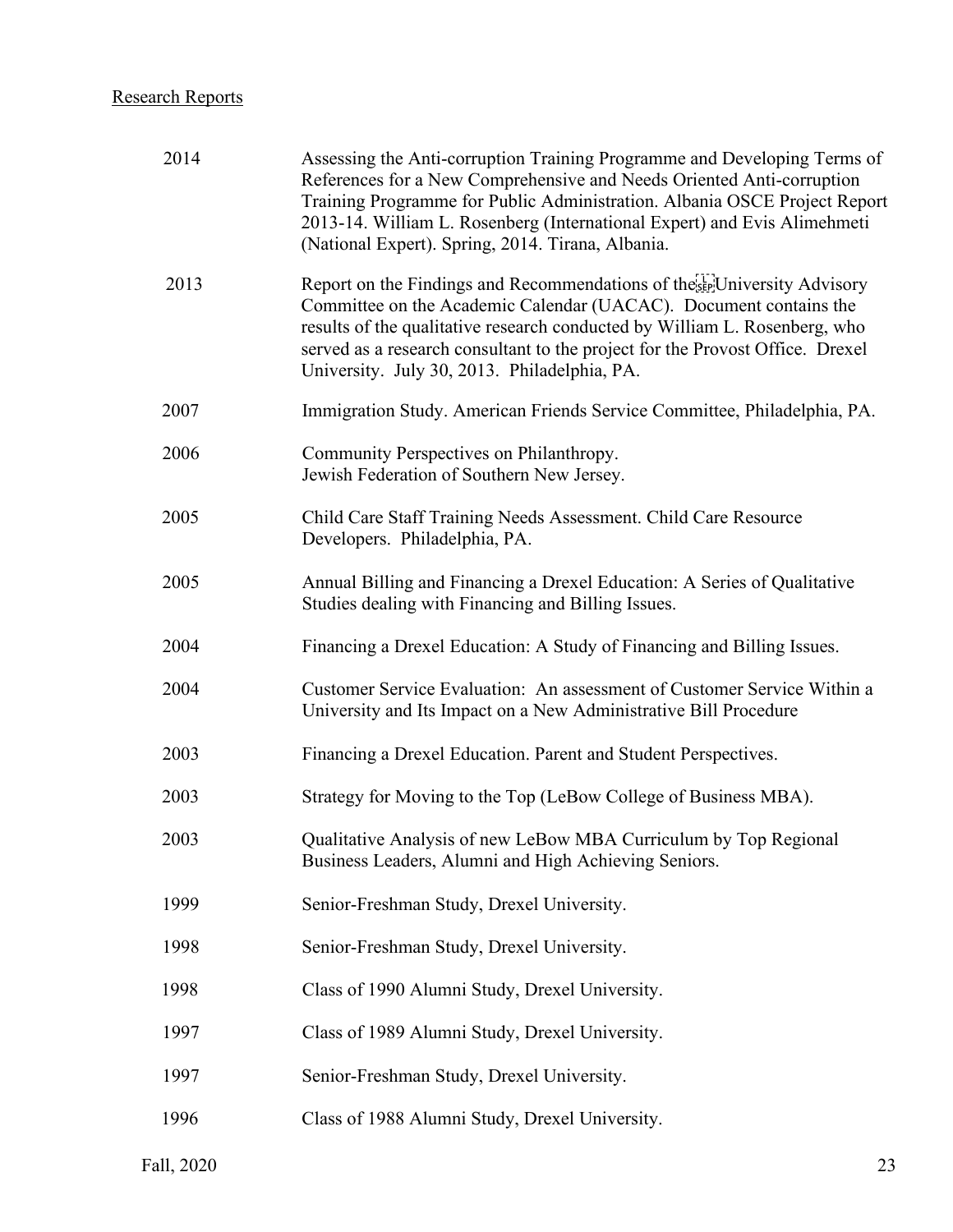<u>Research Reports</u>

| | |
|---|---|
| 2014 | Assessing the Anti-corruption Training Programme and Developing Terms of References for a New Comprehensive and Needs Oriented Anti-corruption Training Programme for Public Administration. Albania OSCE Project Report 2013-14. William L. Rosenberg (International Expert) and Evis Alimehmeti (National Expert). Spring, 2014. Tirana, Albania. |
| 2013 | Report on the Findings and Recommendations of the University Advisory Committee on the Academic Calendar (UACAC). Document contains the results of the qualitative research conducted by William L. Rosenberg, who served as a research consultant to the project for the Provost Office. Drexel University. July 30, 2013. Philadelphia, PA. |
| 2007 | Immigration Study. American Friends Service Committee, Philadelphia, PA. |
| 2006 | Community Perspectives on Philanthropy. Jewish Federation of Southern New Jersey. |
| 2005 | Child Care Staff Training Needs Assessment. Child Care Resource Developers. Philadelphia, PA. |
| 2005 | Annual Billing and Financing a Drexel Education: A Series of Qualitative Studies dealing with Financing and Billing Issues. |
| 2004 | Financing a Drexel Education: A Study of Financing and Billing Issues. |
| 2004 | Customer Service Evaluation: An assessment of Customer Service Within a University and Its Impact on a New Administrative Bill Procedure |
| 2003 | Financing a Drexel Education. Parent and Student Perspectives. |
| 2003 | Strategy for Moving to the Top (LeBow College of Business MBA). |
| 2003 | Qualitative Analysis of new LeBow MBA Curriculum by Top Regional Business Leaders, Alumni and High Achieving Seniors. |
| 1999 | Senior-Freshman Study, Drexel University. |
| 1998 | Senior-Freshman Study, Drexel University. |
| 1998 | Class of 1990 Alumni Study, Drexel University. |
| 1997 | Class of 1989 Alumni Study, Drexel University. |
| 1997 | Senior-Freshman Study, Drexel University. |
| 1996 | Class of 1988 Alumni Study, Drexel University. |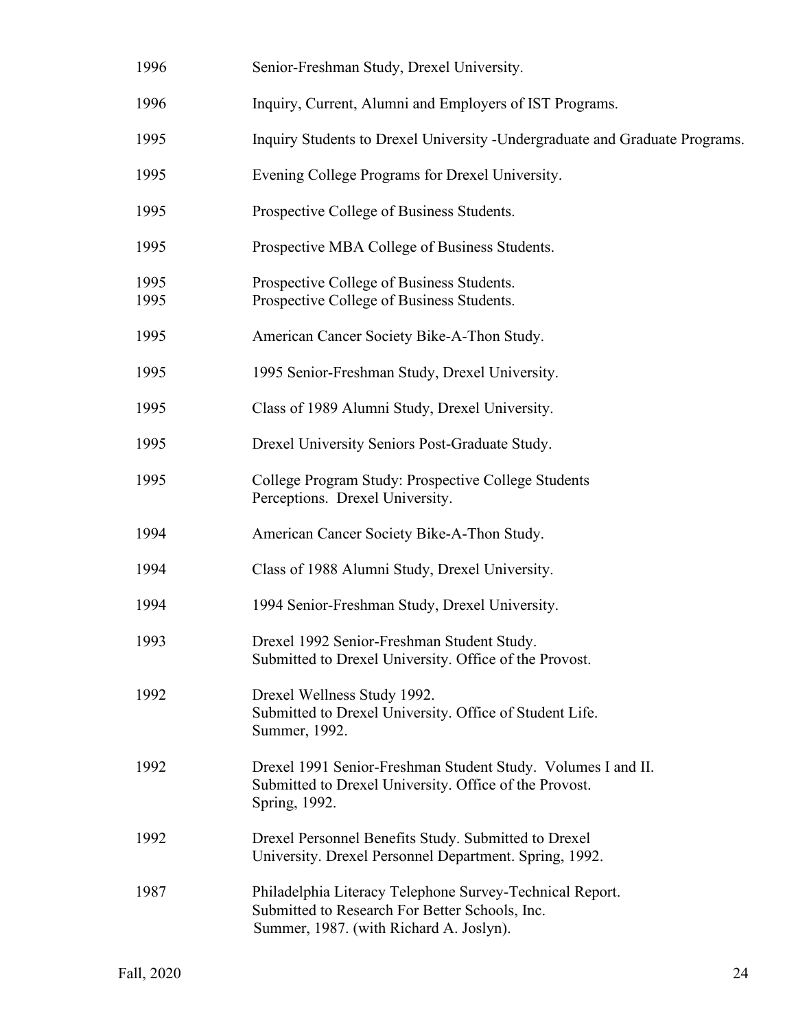1996 Senior-Freshman Study, Drexel University.

1996 Inquiry, Current, Alumni and Employers of IST Programs.

1995 Inquiry Students to Drexel University -Undergraduate and Graduate Programs.

1995 Evening College Programs for Drexel University.

1995 Prospective College of Business Students.

1995 Prospective MBA College of Business Students.

1995 Prospective College of Business Students.
1995 Prospective College of Business Students.

1995 American Cancer Society Bike-A-Thon Study.

1995 1995 Senior-Freshman Study, Drexel University.

1995 Class of 1989 Alumni Study, Drexel University.

1995 Drexel University Seniors Post-Graduate Study.

1995 College Program Study: Prospective College Students Perceptions. Drexel University.

1994 American Cancer Society Bike-A-Thon Study.

1994 Class of 1988 Alumni Study, Drexel University.

1994 1994 Senior-Freshman Study, Drexel University.

1993 Drexel 1992 Senior-Freshman Student Study. Submitted to Drexel University. Office of the Provost.

1992 Drexel Wellness Study 1992. Submitted to Drexel University. Office of Student Life. Summer, 1992.

1992 Drexel 1991 Senior-Freshman Student Study. Volumes I and II. Submitted to Drexel University. Office of the Provost. Spring, 1992.

1992 Drexel Personnel Benefits Study. Submitted to Drexel University. Drexel Personnel Department. Spring, 1992.

1987 Philadelphia Literacy Telephone Survey-Technical Report. Submitted to Research For Better Schools, Inc. Summer, 1987. (with Richard A. Joslyn).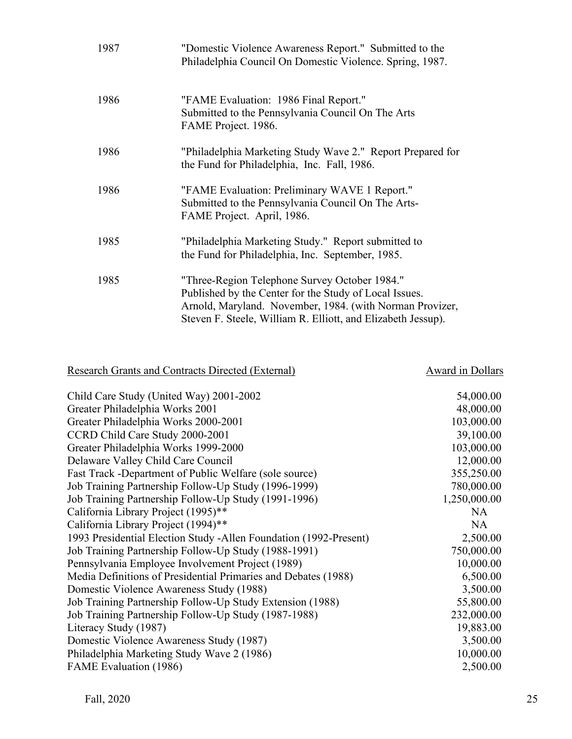| | |
|---|---|
| 1987 | "Domestic Violence Awareness Report." Submitted to the Philadelphia Council On Domestic Violence. Spring, 1987. |
| 1986 | "FAME Evaluation: 1986 Final Report." Submitted to the Pennsylvania Council On The Arts FAME Project. 1986. |
| 1986 | "Philadelphia Marketing Study Wave 2." Report Prepared for the Fund for Philadelphia, Inc. Fall, 1986. |
| 1986 | "FAME Evaluation: Preliminary WAVE 1 Report." Submitted to the Pennsylvania Council On The Arts- FAME Project. April, 1986. |
| 1985 | "Philadelphia Marketing Study." Report submitted to the Fund for Philadelphia, Inc. September, 1985. |
| 1985 | "Three-Region Telephone Survey October 1984." Published by the Center for the Study of Local Issues. Arnold, Maryland. November, 1984. (with Norman Provizer, Steven F. Steele, William R. Elliott, and Elizabeth Jessup). |

| Research Grants and Contracts Directed (External) | Award in Dollars |
|---|---:|
| Child Care Study (United Way) 2001-2002 | 54,000.00 |
| Greater Philadelphia Works 2001 | 48,000.00 |
| Greater Philadelphia Works 2000-2001 | 103,000.00 |
| CCRD Child Care Study 2000-2001 | 39,100.00 |
| Greater Philadelphia Works 1999-2000 | 103,000.00 |
| Delaware Valley Child Care Council | 12,000.00 |
| Fast Track -Department of Public Welfare (sole source) | 355,250.00 |
| Job Training Partnership Follow-Up Study (1996-1999) | 780,000.00 |
| Job Training Partnership Follow-Up Study (1991-1996) | 1,250,000.00 |
| California Library Project (1995)** | NA |
| California Library Project (1994)** | NA |
| 1993 Presidential Election Study -Allen Foundation (1992-Present) | 2,500.00 |
| Job Training Partnership Follow-Up Study (1988-1991) | 750,000.00 |
| Pennsylvania Employee Involvement Project (1989) | 10,000.00 |
| Media Definitions of Presidential Primaries and Debates (1988) | 6,500.00 |
| Domestic Violence Awareness Study (1988) | 3,500.00 |
| Job Training Partnership Follow-Up Study Extension (1988) | 55,800.00 |
| Job Training Partnership Follow-Up Study (1987-1988) | 232,000.00 |
| Literacy Study (1987) | 19,883.00 |
| Domestic Violence Awareness Study (1987) | 3,500.00 |
| Philadelphia Marketing Study Wave 2 (1986) | 10,000.00 |
| FAME Evaluation (1986) | 2,500.00 |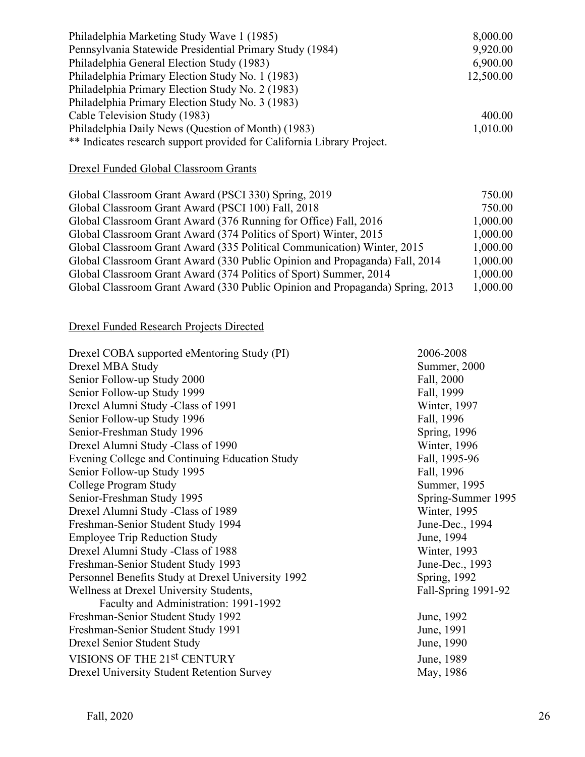| | |
|---|---|
| Philadelphia Marketing Study Wave 1 (1985) | 8,000.00 |
| Pennsylvania Statewide Presidential Primary Study (1984) | 9,920.00 |
| Philadelphia General Election Study (1983) | 6,900.00 |
| Philadelphia Primary Election Study No. 1 (1983) | 12,500.00 |
| Philadelphia Primary Election Study No. 2 (1983) | |
| Philadelphia Primary Election Study No. 3 (1983) | |
| Cable Television Study (1983) | 400.00 |
| Philadelphia Daily News (Question of Month) (1983) | 1,010.00 |

** Indicates research support provided for California Library Project.

<u>Drexel Funded Global Classroom Grants</u>

| | |
|---|---|
| Global Classroom Grant Award (PSCI 330) Spring, 2019 | 750.00 |
| Global Classroom Grant Award (PSCI 100) Fall, 2018 | 750.00 |
| Global Classroom Grant Award (376 Running for Office) Fall, 2016 | 1,000.00 |
| Global Classroom Grant Award (374 Politics of Sport) Winter, 2015 | 1,000.00 |
| Global Classroom Grant Award (335 Political Communication) Winter, 2015 | 1,000.00 |
| Global Classroom Grant Award (330 Public Opinion and Propaganda) Fall, 2014 | 1,000.00 |
| Global Classroom Grant Award (374 Politics of Sport) Summer, 2014 | 1,000.00 |
| Global Classroom Grant Award (330 Public Opinion and Propaganda) Spring, 2013 | 1,000.00 |

<u>Drexel Funded Research Projects Directed</u>

| | |
|---|---|
| Drexel COBA supported eMentoring Study (PI) | 2006-2008 |
| Drexel MBA Study | Summer, 2000 |
| Senior Follow-up Study 2000 | Fall, 2000 |
| Senior Follow-up Study 1999 | Fall, 1999 |
| Drexel Alumni Study -Class of 1991 | Winter, 1997 |
| Senior Follow-up Study 1996 | Fall, 1996 |
| Senior-Freshman Study 1996 | Spring, 1996 |
| Drexel Alumni Study -Class of 1990 | Winter, 1996 |
| Evening College and Continuing Education Study | Fall, 1995-96 |
| Senior Follow-up Study 1995 | Fall, 1996 |
| College Program Study | Summer, 1995 |
| Senior-Freshman Study 1995 | Spring-Summer 1995 |
| Drexel Alumni Study -Class of 1989 | Winter, 1995 |
| Freshman-Senior Student Study 1994 | June-Dec., 1994 |
| Employee Trip Reduction Study | June, 1994 |
| Drexel Alumni Study -Class of 1988 | Winter, 1993 |
| Freshman-Senior Student Study 1993 | June-Dec., 1993 |
| Personnel Benefits Study at Drexel University 1992 | Spring, 1992 |
| Wellness at Drexel University Students, Faculty and Administration: 1991-1992 | Fall-Spring 1991-92 |
| Freshman-Senior Student Study 1992 | June, 1992 |
| Freshman-Senior Student Study 1991 | June, 1991 |
| Drexel Senior Student Study | June, 1990 |
| VISIONS OF THE 21st CENTURY | June, 1989 |
| Drexel University Student Retention Survey | May, 1986 |

Fall, 2020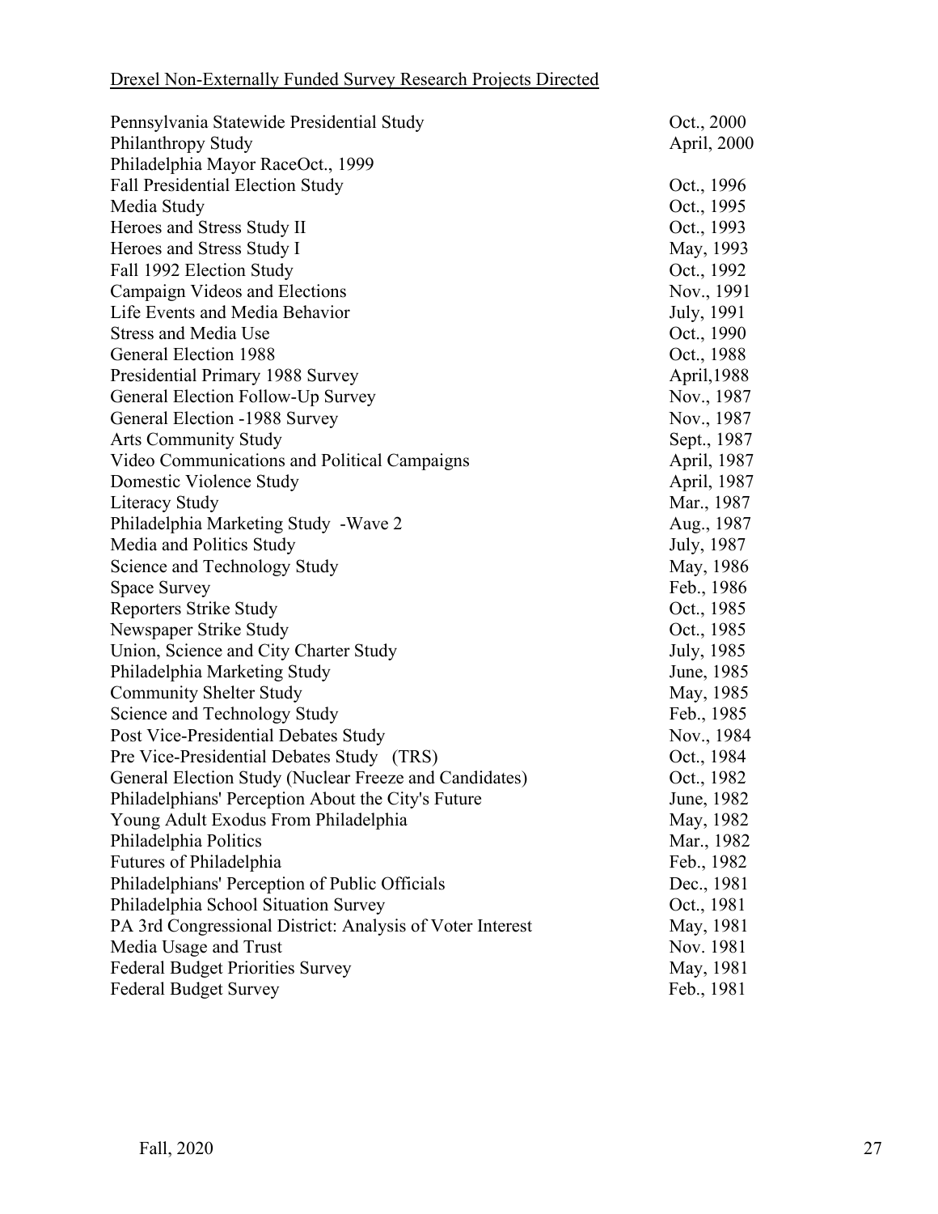Drexel Non-Externally Funded Survey Research Projects Directed

| | |
|---|---|
| Pennsylvania Statewide Presidential Study | Oct., 2000 |
| Philanthropy Study | April, 2000 |
| Philadelphia Mayor RaceOct., 1999 | |
| Fall Presidential Election Study | Oct., 1996 |
| Media Study | Oct., 1995 |
| Heroes and Stress Study II | Oct., 1993 |
| Heroes and Stress Study I | May, 1993 |
| Fall 1992 Election Study | Oct., 1992 |
| Campaign Videos and Elections | Nov., 1991 |
| Life Events and Media Behavior | July, 1991 |
| Stress and Media Use | Oct., 1990 |
| General Election 1988 | Oct., 1988 |
| Presidential Primary 1988 Survey | April,1988 |
| General Election Follow-Up Survey | Nov., 1987 |
| General Election -1988 Survey | Nov., 1987 |
| Arts Community Study | Sept., 1987 |
| Video Communications and Political Campaigns | April, 1987 |
| Domestic Violence Study | April, 1987 |
| Literacy Study | Mar., 1987 |
| Philadelphia Marketing Study -Wave 2 | Aug., 1987 |
| Media and Politics Study | July, 1987 |
| Science and Technology Study | May, 1986 |
| Space Survey | Feb., 1986 |
| Reporters Strike Study | Oct., 1985 |
| Newspaper Strike Study | Oct., 1985 |
| Union, Science and City Charter Study | July, 1985 |
| Philadelphia Marketing Study | June, 1985 |
| Community Shelter Study | May, 1985 |
| Science and Technology Study | Feb., 1985 |
| Post Vice-Presidential Debates Study | Nov., 1984 |
| Pre Vice-Presidential Debates Study (TRS) | Oct., 1984 |
| General Election Study (Nuclear Freeze and Candidates) | Oct., 1982 |
| Philadelphians' Perception About the City's Future | June, 1982 |
| Young Adult Exodus From Philadelphia | May, 1982 |
| Philadelphia Politics | Mar., 1982 |
| Futures of Philadelphia | Feb., 1982 |
| Philadelphians' Perception of Public Officials | Dec., 1981 |
| Philadelphia School Situation Survey | Oct., 1981 |
| PA 3rd Congressional District: Analysis of Voter Interest | May, 1981 |
| Media Usage and Trust | Nov. 1981 |
| Federal Budget Priorities Survey | May, 1981 |
| Federal Budget Survey | Feb., 1981 |

Fall, 2020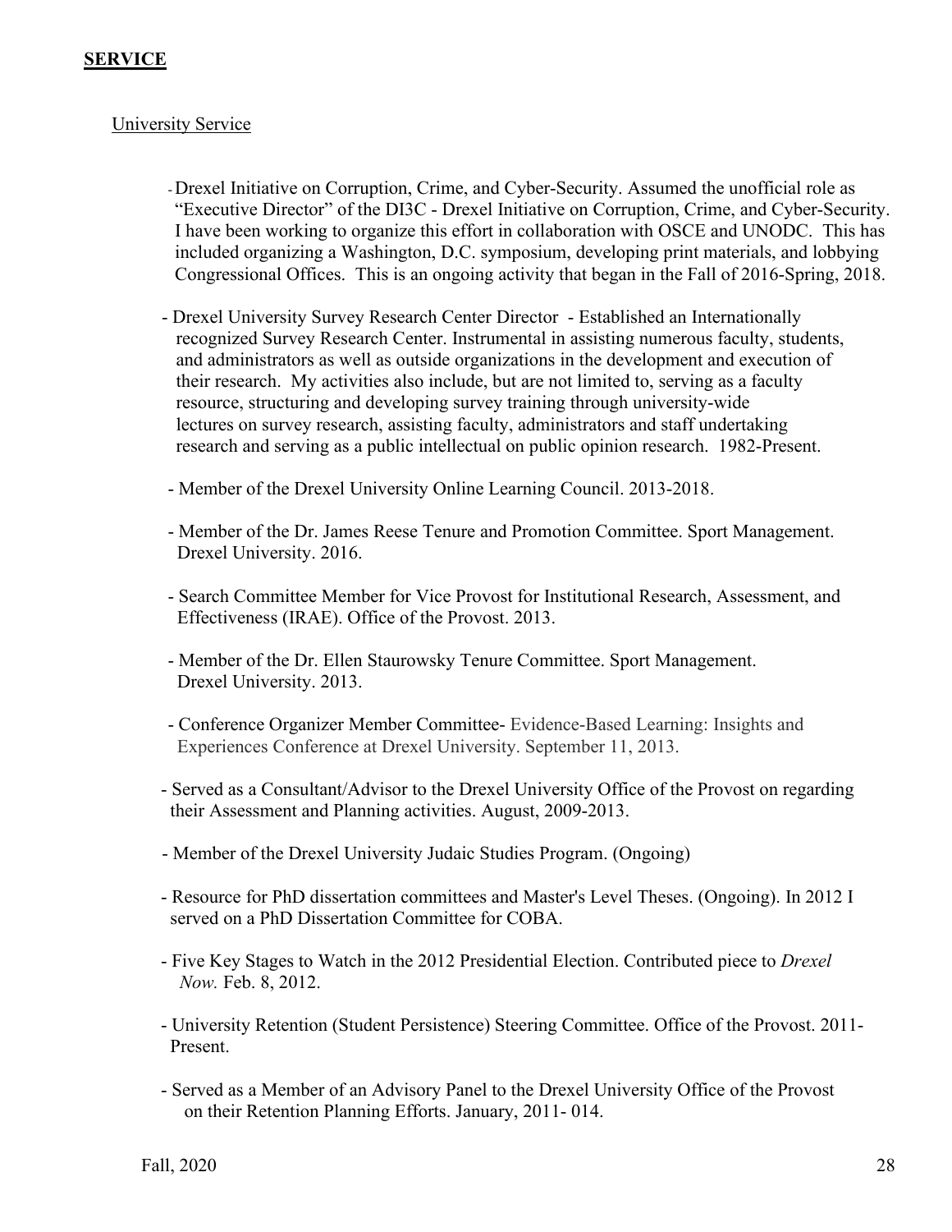## **SERVICE**

### University Service

- Drexel Initiative on Corruption, Crime, and Cyber-Security. Assumed the unofficial role as "Executive Director" of the DI3C - Drexel Initiative on Corruption, Crime, and Cyber-Security. I have been working to organize this effort in collaboration with OSCE and UNODC. This has included organizing a Washington, D.C. symposium, developing print materials, and lobbying Congressional Offices. This is an ongoing activity that began in the Fall of 2016-Spring, 2018.

- Drexel University Survey Research Center Director - Established an Internationally recognized Survey Research Center. Instrumental in assisting numerous faculty, students, and administrators as well as outside organizations in the development and execution of their research. My activities also include, but are not limited to, serving as a faculty resource, structuring and developing survey training through university-wide lectures on survey research, assisting faculty, administrators and staff undertaking research and serving as a public intellectual on public opinion research. 1982-Present.

- Member of the Drexel University Online Learning Council. 2013-2018.

- Member of the Dr. James Reese Tenure and Promotion Committee. Sport Management. Drexel University. 2016.

- Search Committee Member for Vice Provost for Institutional Research, Assessment, and Effectiveness (IRAE). Office of the Provost. 2013.

- Member of the Dr. Ellen Staurowsky Tenure Committee. Sport Management. Drexel University. 2013.

- Conference Organizer Member Committee- Evidence-Based Learning: Insights and Experiences Conference at Drexel University. September 11, 2013.

- Served as a Consultant/Advisor to the Drexel University Office of the Provost on regarding their Assessment and Planning activities. August, 2009-2013.

- Member of the Drexel University Judaic Studies Program. (Ongoing)

- Resource for PhD dissertation committees and Master's Level Theses. (Ongoing). In 2012 I served on a PhD Dissertation Committee for COBA.

- Five Key Stages to Watch in the 2012 Presidential Election. Contributed piece to *Drexel Now.* Feb. 8, 2012.

- University Retention (Student Persistence) Steering Committee. Office of the Provost. 2011-Present.

- Served as a Member of an Advisory Panel to the Drexel University Office of the Provost on their Retention Planning Efforts. January, 2011- 014.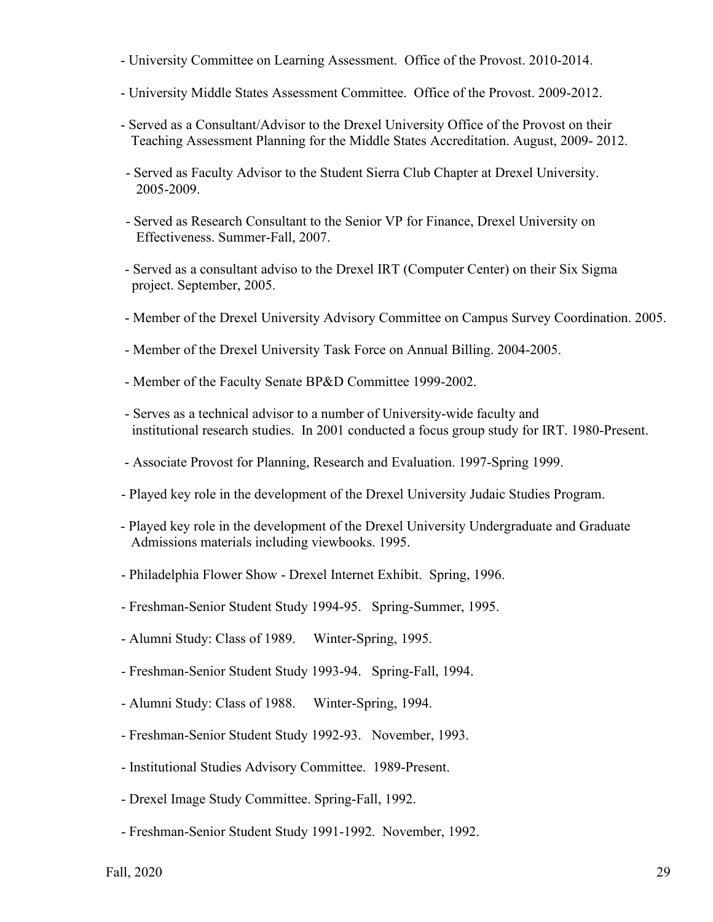- University Committee on Learning Assessment. Office of the Provost. 2010-2014.

- University Middle States Assessment Committee. Office of the Provost. 2009-2012.

- Served as a Consultant/Advisor to the Drexel University Office of the Provost on their Teaching Assessment Planning for the Middle States Accreditation. August, 2009- 2012.

- Served as Faculty Advisor to the Student Sierra Club Chapter at Drexel University. 2005-2009.

- Served as Research Consultant to the Senior VP for Finance, Drexel University on Effectiveness. Summer-Fall, 2007.

- Served as a consultant adviso to the Drexel IRT (Computer Center) on their Six Sigma project. September, 2005.

- Member of the Drexel University Advisory Committee on Campus Survey Coordination. 2005.

- Member of the Drexel University Task Force on Annual Billing. 2004-2005.

- Member of the Faculty Senate BP&D Committee 1999-2002.

- Serves as a technical advisor to a number of University-wide faculty and institutional research studies. In 2001 conducted a focus group study for IRT. 1980-Present.

- Associate Provost for Planning, Research and Evaluation. 1997-Spring 1999.

- Played key role in the development of the Drexel University Judaic Studies Program.

- Played key role in the development of the Drexel University Undergraduate and Graduate Admissions materials including viewbooks. 1995.

- Philadelphia Flower Show - Drexel Internet Exhibit. Spring, 1996.

- Freshman-Senior Student Study 1994-95. Spring-Summer, 1995.

- Alumni Study: Class of 1989. Winter-Spring, 1995.

- Freshman-Senior Student Study 1993-94. Spring-Fall, 1994.

- Alumni Study: Class of 1988. Winter-Spring, 1994.

- Freshman-Senior Student Study 1992-93. November, 1993.

- Institutional Studies Advisory Committee. 1989-Present.

- Drexel Image Study Committee. Spring-Fall, 1992.

- Freshman-Senior Student Study 1991-1992. November, 1992.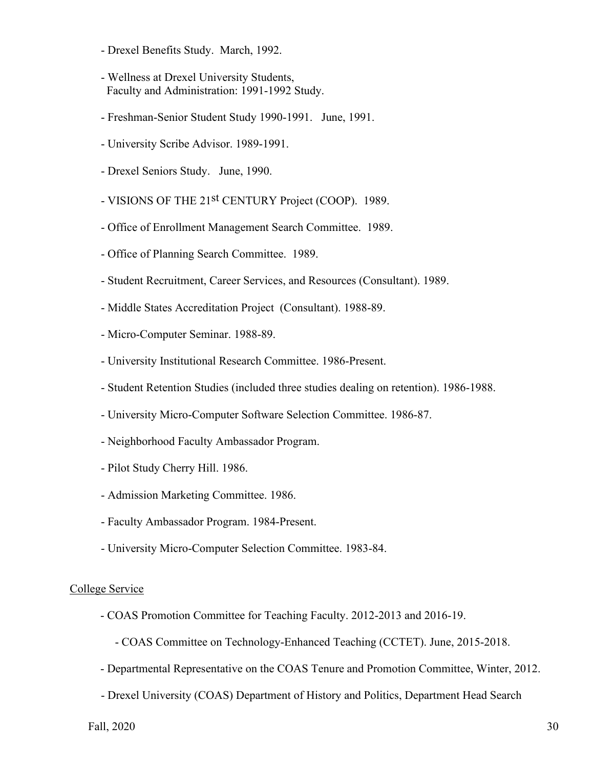- Drexel Benefits Study. March, 1992.

- Wellness at Drexel University Students, Faculty and Administration: 1991-1992 Study.

- Freshman-Senior Student Study 1990-1991. June, 1991.

- University Scribe Advisor. 1989-1991.

- Drexel Seniors Study. June, 1990.

- VISIONS OF THE 21st CENTURY Project (COOP). 1989.

- Office of Enrollment Management Search Committee. 1989.

- Office of Planning Search Committee. 1989.

- Student Recruitment, Career Services, and Resources (Consultant). 1989.

- Middle States Accreditation Project (Consultant). 1988-89.

- Micro-Computer Seminar. 1988-89.

- University Institutional Research Committee. 1986-Present.

- Student Retention Studies (included three studies dealing on retention). 1986-1988.

- University Micro-Computer Software Selection Committee. 1986-87.

- Neighborhood Faculty Ambassador Program.

- Pilot Study Cherry Hill. 1986.

- Admission Marketing Committee. 1986.

- Faculty Ambassador Program. 1984-Present.

- University Micro-Computer Selection Committee. 1983-84.

College Service

- COAS Promotion Committee for Teaching Faculty. 2012-2013 and 2016-19.

- COAS Committee on Technology-Enhanced Teaching (CCTET). June, 2015-2018.

- Departmental Representative on the COAS Tenure and Promotion Committee, Winter, 2012.

- Drexel University (COAS) Department of History and Politics, Department Head Search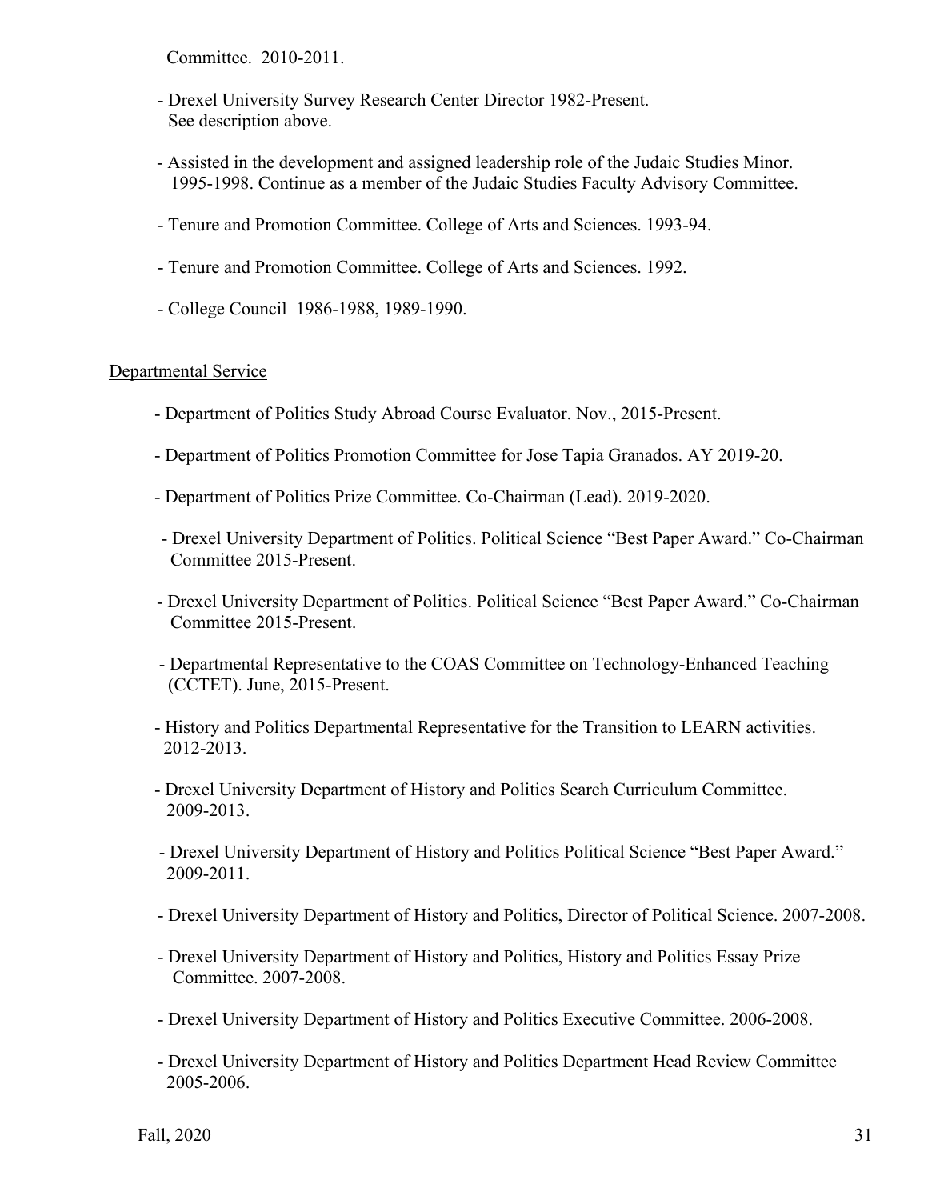Committee. 2010-2011.

- Drexel University Survey Research Center Director 1982-Present. See description above.

- Assisted in the development and assigned leadership role of the Judaic Studies Minor. 1995-1998. Continue as a member of the Judaic Studies Faculty Advisory Committee.

- Tenure and Promotion Committee. College of Arts and Sciences. 1993-94.

- Tenure and Promotion Committee. College of Arts and Sciences. 1992.

- College Council 1986-1988, 1989-1990.

Departmental Service

- Department of Politics Study Abroad Course Evaluator. Nov., 2015-Present.

- Department of Politics Promotion Committee for Jose Tapia Granados. AY 2019-20.

- Department of Politics Prize Committee. Co-Chairman (Lead). 2019-2020.

- Drexel University Department of Politics. Political Science "Best Paper Award." Co-Chairman Committee 2015-Present.

- Drexel University Department of Politics. Political Science "Best Paper Award." Co-Chairman Committee 2015-Present.

- Departmental Representative to the COAS Committee on Technology-Enhanced Teaching (CCTET). June, 2015-Present.

- History and Politics Departmental Representative for the Transition to LEARN activities. 2012-2013.

- Drexel University Department of History and Politics Search Curriculum Committee. 2009-2013.

- Drexel University Department of History and Politics Political Science "Best Paper Award." 2009-2011.

- Drexel University Department of History and Politics, Director of Political Science. 2007-2008.

- Drexel University Department of History and Politics, History and Politics Essay Prize Committee. 2007-2008.

- Drexel University Department of History and Politics Executive Committee. 2006-2008.

- Drexel University Department of History and Politics Department Head Review Committee 2005-2006.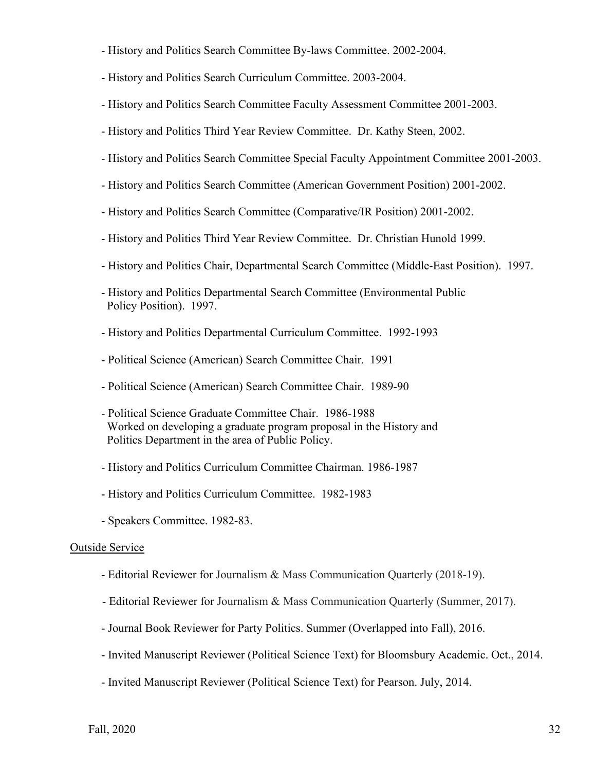- History and Politics Search Committee By-laws Committee. 2002-2004.
- History and Politics Search Curriculum Committee. 2003-2004.
- History and Politics Search Committee Faculty Assessment Committee 2001-2003.
- History and Politics Third Year Review Committee. Dr. Kathy Steen, 2002.
- History and Politics Search Committee Special Faculty Appointment Committee 2001-2003.
- History and Politics Search Committee (American Government Position) 2001-2002.
- History and Politics Search Committee (Comparative/IR Position) 2001-2002.
- History and Politics Third Year Review Committee. Dr. Christian Hunold 1999.
- History and Politics Chair, Departmental Search Committee (Middle-East Position). 1997.
- History and Politics Departmental Search Committee (Environmental Public Policy Position). 1997.
- History and Politics Departmental Curriculum Committee. 1992-1993
- Political Science (American) Search Committee Chair. 1991
- Political Science (American) Search Committee Chair. 1989-90
- Political Science Graduate Committee Chair. 1986-1988
  Worked on developing a graduate program proposal in the History and Politics Department in the area of Public Policy.
- History and Politics Curriculum Committee Chairman. 1986-1987
- History and Politics Curriculum Committee. 1982-1983
- Speakers Committee. 1982-83.

<u>Outside Service</u>

- Editorial Reviewer for Journalism & Mass Communication Quarterly (2018-19).
- Editorial Reviewer for Journalism & Mass Communication Quarterly (Summer, 2017).
- Journal Book Reviewer for Party Politics. Summer (Overlapped into Fall), 2016.
- Invited Manuscript Reviewer (Political Science Text) for Bloomsbury Academic. Oct., 2014.
- Invited Manuscript Reviewer (Political Science Text) for Pearson. July, 2014.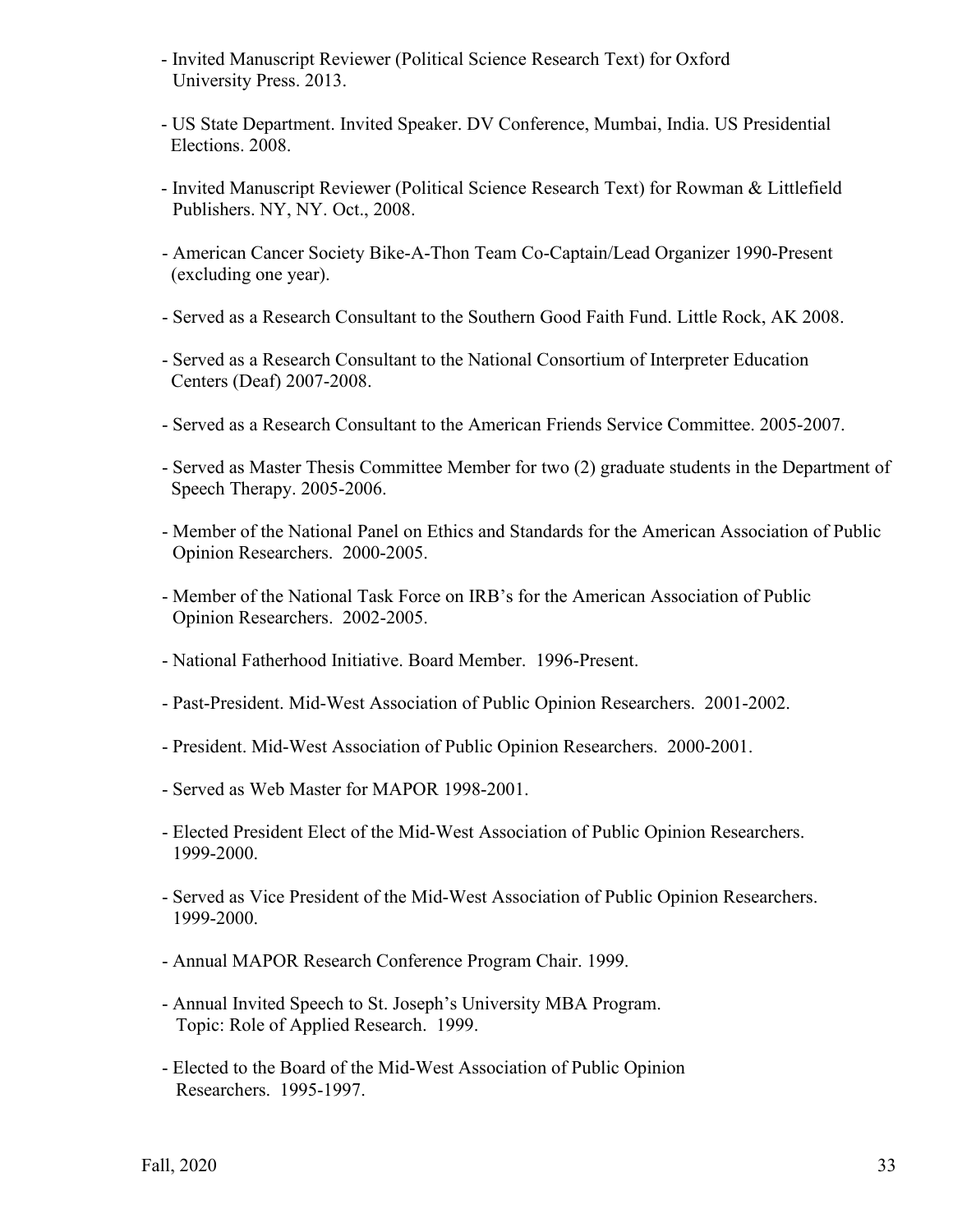- Invited Manuscript Reviewer (Political Science Research Text) for Oxford University Press. 2013.

- US State Department. Invited Speaker. DV Conference, Mumbai, India. US Presidential Elections. 2008.

- Invited Manuscript Reviewer (Political Science Research Text) for Rowman & Littlefield Publishers. NY, NY. Oct., 2008.

- American Cancer Society Bike-A-Thon Team Co-Captain/Lead Organizer 1990-Present (excluding one year).

- Served as a Research Consultant to the Southern Good Faith Fund. Little Rock, AK 2008.

- Served as a Research Consultant to the National Consortium of Interpreter Education Centers (Deaf) 2007-2008.

- Served as a Research Consultant to the American Friends Service Committee. 2005-2007.

- Served as Master Thesis Committee Member for two (2) graduate students in the Department of Speech Therapy. 2005-2006.

- Member of the National Panel on Ethics and Standards for the American Association of Public Opinion Researchers. 2000-2005.

- Member of the National Task Force on IRB's for the American Association of Public Opinion Researchers. 2002-2005.

- National Fatherhood Initiative. Board Member. 1996-Present.

- Past-President. Mid-West Association of Public Opinion Researchers. 2001-2002.

- President. Mid-West Association of Public Opinion Researchers. 2000-2001.

- Served as Web Master for MAPOR 1998-2001.

- Elected President Elect of the Mid-West Association of Public Opinion Researchers. 1999-2000.

- Served as Vice President of the Mid-West Association of Public Opinion Researchers. 1999-2000.

- Annual MAPOR Research Conference Program Chair. 1999.

- Annual Invited Speech to St. Joseph's University MBA Program. Topic: Role of Applied Research. 1999.

- Elected to the Board of the Mid-West Association of Public Opinion Researchers. 1995-1997.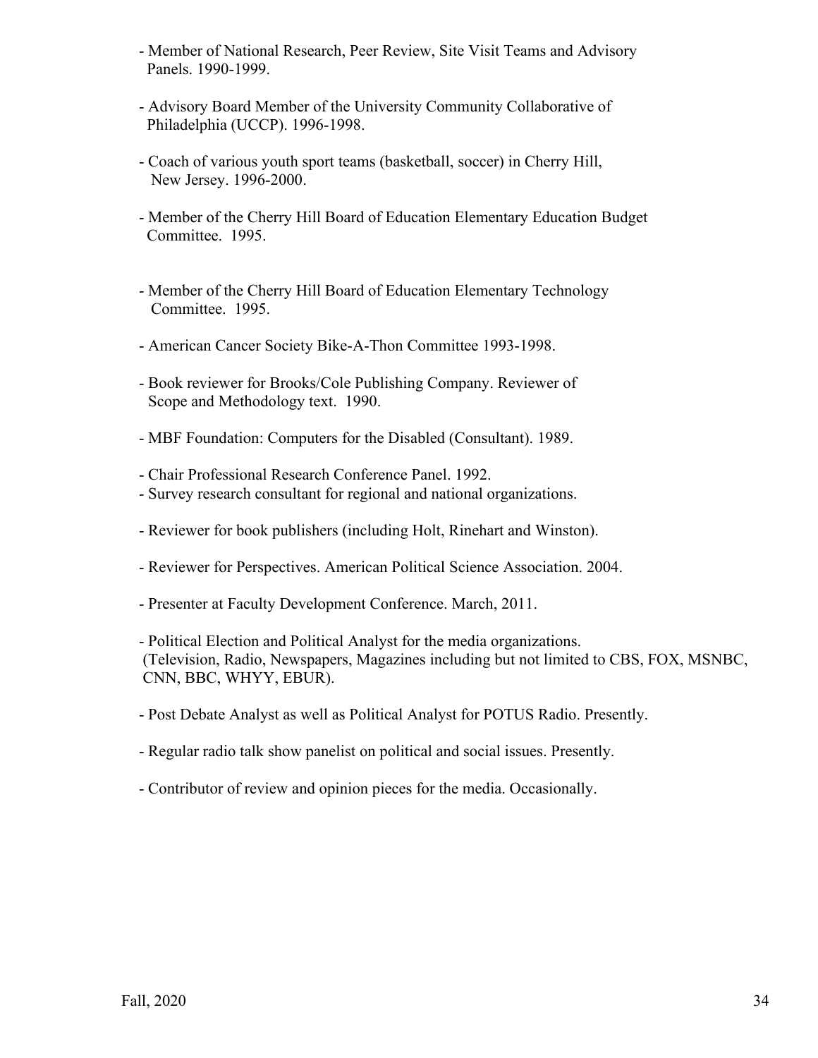- Member of National Research, Peer Review, Site Visit Teams and Advisory Panels. 1990-1999.

- Advisory Board Member of the University Community Collaborative of Philadelphia (UCCP). 1996-1998.

- Coach of various youth sport teams (basketball, soccer) in Cherry Hill, New Jersey. 1996-2000.

- Member of the Cherry Hill Board of Education Elementary Education Budget Committee. 1995.

- Member of the Cherry Hill Board of Education Elementary Technology Committee. 1995.

- American Cancer Society Bike-A-Thon Committee 1993-1998.

- Book reviewer for Brooks/Cole Publishing Company. Reviewer of Scope and Methodology text. 1990.

- MBF Foundation: Computers for the Disabled (Consultant). 1989.

- Chair Professional Research Conference Panel. 1992.
- Survey research consultant for regional and national organizations.

- Reviewer for book publishers (including Holt, Rinehart and Winston).

- Reviewer for Perspectives. American Political Science Association. 2004.

- Presenter at Faculty Development Conference. March, 2011.

- Political Election and Political Analyst for the media organizations. (Television, Radio, Newspapers, Magazines including but not limited to CBS, FOX, MSNBC, CNN, BBC, WHYY, EBUR).

- Post Debate Analyst as well as Political Analyst for POTUS Radio. Presently.

- Regular radio talk show panelist on political and social issues. Presently.

- Contributor of review and opinion pieces for the media. Occasionally.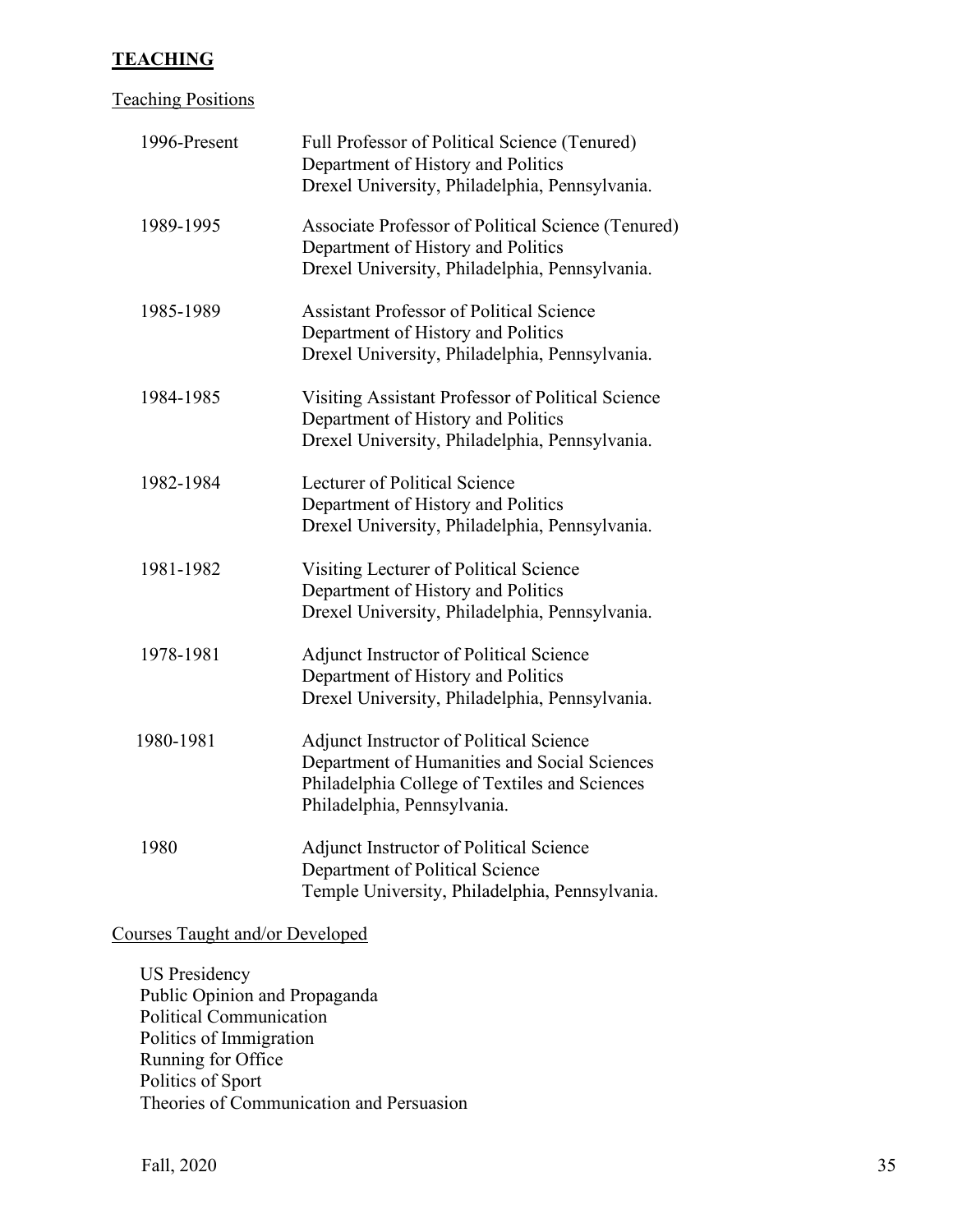## **TEACHING**

Teaching Positions

| | |
|---|---|
| 1996-Present | Full Professor of Political Science (Tenured)<br>Department of History and Politics<br>Drexel University, Philadelphia, Pennsylvania. |
| 1989-1995 | Associate Professor of Political Science (Tenured)<br>Department of History and Politics<br>Drexel University, Philadelphia, Pennsylvania. |
| 1985-1989 | Assistant Professor of Political Science<br>Department of History and Politics<br>Drexel University, Philadelphia, Pennsylvania. |
| 1984-1985 | Visiting Assistant Professor of Political Science<br>Department of History and Politics<br>Drexel University, Philadelphia, Pennsylvania. |
| 1982-1984 | Lecturer of Political Science<br>Department of History and Politics<br>Drexel University, Philadelphia, Pennsylvania. |
| 1981-1982 | Visiting Lecturer of Political Science<br>Department of History and Politics<br>Drexel University, Philadelphia, Pennsylvania. |
| 1978-1981 | Adjunct Instructor of Political Science<br>Department of History and Politics<br>Drexel University, Philadelphia, Pennsylvania. |
| 1980-1981 | Adjunct Instructor of Political Science<br>Department of Humanities and Social Sciences<br>Philadelphia College of Textiles and Sciences<br>Philadelphia, Pennsylvania. |
| 1980 | Adjunct Instructor of Political Science<br>Department of Political Science<br>Temple University, Philadelphia, Pennsylvania. |

Courses Taught and/or Developed

US Presidency
Public Opinion and Propaganda
Political Communication
Politics of Immigration
Running for Office
Politics of Sport
Theories of Communication and Persuasion

Fall, 2020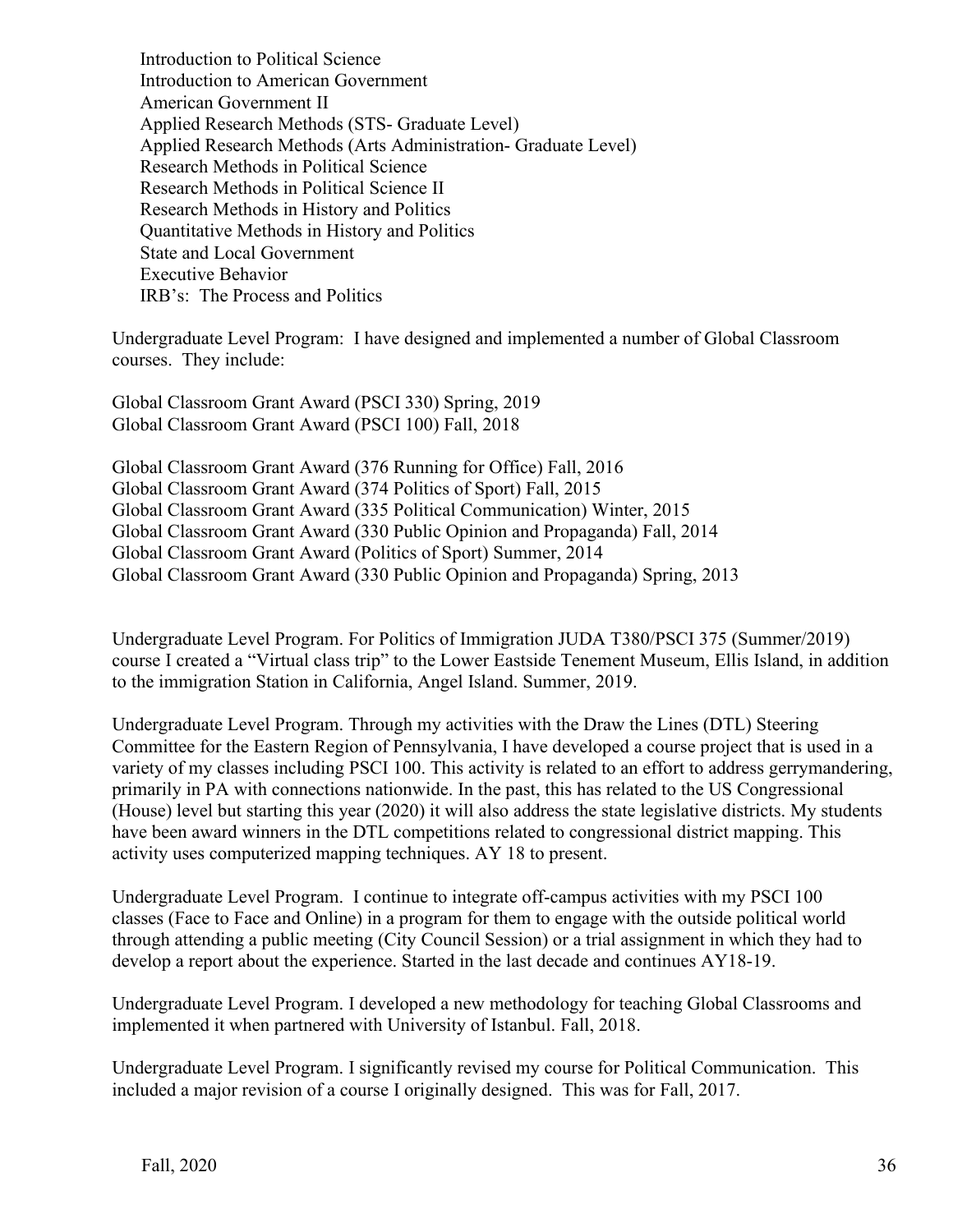Introduction to Political Science
Introduction to American Government
American Government II
Applied Research Methods (STS- Graduate Level)
Applied Research Methods (Arts Administration- Graduate Level)
Research Methods in Political Science
Research Methods in Political Science II
Research Methods in History and Politics
Quantitative Methods in History and Politics
State and Local Government
Executive Behavior
IRB's: The Process and Politics

Undergraduate Level Program: I have designed and implemented a number of Global Classroom courses. They include:

Global Classroom Grant Award (PSCI 330) Spring, 2019
Global Classroom Grant Award (PSCI 100) Fall, 2018

Global Classroom Grant Award (376 Running for Office) Fall, 2016
Global Classroom Grant Award (374 Politics of Sport) Fall, 2015
Global Classroom Grant Award (335 Political Communication) Winter, 2015
Global Classroom Grant Award (330 Public Opinion and Propaganda) Fall, 2014
Global Classroom Grant Award (Politics of Sport) Summer, 2014
Global Classroom Grant Award (330 Public Opinion and Propaganda) Spring, 2013

Undergraduate Level Program. For Politics of Immigration JUDA T380/PSCI 375 (Summer/2019) course I created a "Virtual class trip" to the Lower Eastside Tenement Museum, Ellis Island, in addition to the immigration Station in California, Angel Island. Summer, 2019.

Undergraduate Level Program. Through my activities with the Draw the Lines (DTL) Steering Committee for the Eastern Region of Pennsylvania, I have developed a course project that is used in a variety of my classes including PSCI 100. This activity is related to an effort to address gerrymandering, primarily in PA with connections nationwide. In the past, this has related to the US Congressional (House) level but starting this year (2020) it will also address the state legislative districts. My students have been award winners in the DTL competitions related to congressional district mapping. This activity uses computerized mapping techniques. AY 18 to present.

Undergraduate Level Program. I continue to integrate off-campus activities with my PSCI 100 classes (Face to Face and Online) in a program for them to engage with the outside political world through attending a public meeting (City Council Session) or a trial assignment in which they had to develop a report about the experience. Started in the last decade and continues AY18-19.

Undergraduate Level Program. I developed a new methodology for teaching Global Classrooms and implemented it when partnered with University of Istanbul. Fall, 2018.

Undergraduate Level Program. I significantly revised my course for Political Communication. This included a major revision of a course I originally designed. This was for Fall, 2017.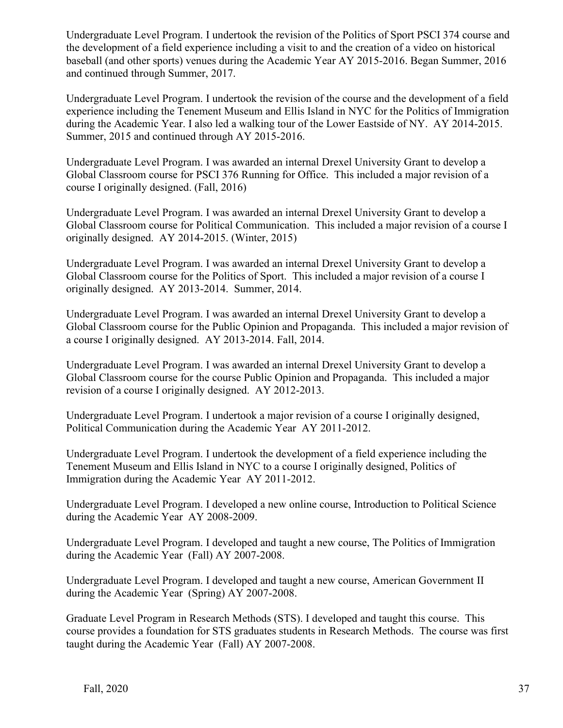Undergraduate Level Program. I undertook the revision of the Politics of Sport PSCI 374 course and the development of a field experience including a visit to and the creation of a video on historical baseball (and other sports) venues during the Academic Year AY 2015-2016. Began Summer, 2016 and continued through Summer, 2017.

Undergraduate Level Program. I undertook the revision of the course and the development of a field experience including the Tenement Museum and Ellis Island in NYC for the Politics of Immigration during the Academic Year. I also led a walking tour of the Lower Eastside of NY. AY 2014-2015. Summer, 2015 and continued through AY 2015-2016.

Undergraduate Level Program. I was awarded an internal Drexel University Grant to develop a Global Classroom course for PSCI 376 Running for Office. This included a major revision of a course I originally designed. (Fall, 2016)

Undergraduate Level Program. I was awarded an internal Drexel University Grant to develop a Global Classroom course for Political Communication. This included a major revision of a course I originally designed. AY 2014-2015. (Winter, 2015)

Undergraduate Level Program. I was awarded an internal Drexel University Grant to develop a Global Classroom course for the Politics of Sport. This included a major revision of a course I originally designed. AY 2013-2014. Summer, 2014.

Undergraduate Level Program. I was awarded an internal Drexel University Grant to develop a Global Classroom course for the Public Opinion and Propaganda. This included a major revision of a course I originally designed. AY 2013-2014. Fall, 2014.

Undergraduate Level Program. I was awarded an internal Drexel University Grant to develop a Global Classroom course for the course Public Opinion and Propaganda. This included a major revision of a course I originally designed. AY 2012-2013.

Undergraduate Level Program. I undertook a major revision of a course I originally designed, Political Communication during the Academic Year AY 2011-2012.

Undergraduate Level Program. I undertook the development of a field experience including the Tenement Museum and Ellis Island in NYC to a course I originally designed, Politics of Immigration during the Academic Year AY 2011-2012.

Undergraduate Level Program. I developed a new online course, Introduction to Political Science during the Academic Year AY 2008-2009.

Undergraduate Level Program. I developed and taught a new course, The Politics of Immigration during the Academic Year (Fall) AY 2007-2008.

Undergraduate Level Program. I developed and taught a new course, American Government II during the Academic Year (Spring) AY 2007-2008.

Graduate Level Program in Research Methods (STS). I developed and taught this course. This course provides a foundation for STS graduates students in Research Methods. The course was first taught during the Academic Year (Fall) AY 2007-2008.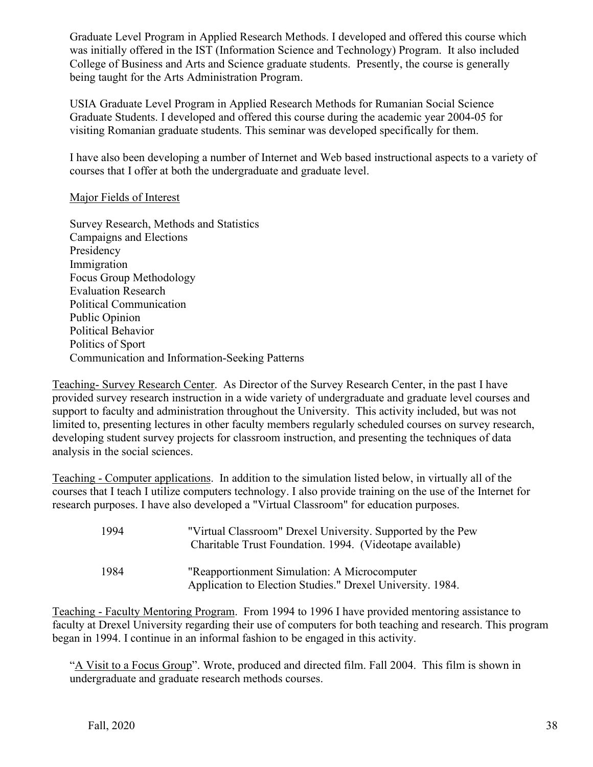Graduate Level Program in Applied Research Methods. I developed and offered this course which was initially offered in the IST (Information Science and Technology) Program. It also included College of Business and Arts and Science graduate students. Presently, the course is generally being taught for the Arts Administration Program.

USIA Graduate Level Program in Applied Research Methods for Rumanian Social Science Graduate Students. I developed and offered this course during the academic year 2004-05 for visiting Romanian graduate students. This seminar was developed specifically for them.

I have also been developing a number of Internet and Web based instructional aspects to a variety of courses that I offer at both the undergraduate and graduate level.

<u>Major Fields of Interest</u>

Survey Research, Methods and Statistics
Campaigns and Elections
Presidency
Immigration
Focus Group Methodology
Evaluation Research
Political Communication
Public Opinion
Political Behavior
Politics of Sport
Communication and Information-Seeking Patterns

<u>Teaching- Survey Research Center</u>. As Director of the Survey Research Center, in the past I have provided survey research instruction in a wide variety of undergraduate and graduate level courses and support to faculty and administration throughout the University. This activity included, but was not limited to, presenting lectures in other faculty members regularly scheduled courses on survey research, developing student survey projects for classroom instruction, and presenting the techniques of data analysis in the social sciences.

<u>Teaching - Computer applications</u>. In addition to the simulation listed below, in virtually all of the courses that I teach I utilize computers technology. I also provide training on the use of the Internet for research purposes. I have also developed a "Virtual Classroom" for education purposes.

| | |
|---|---|
| 1994 | "Virtual Classroom" Drexel University. Supported by the Pew Charitable Trust Foundation. 1994. (Videotape available) |
| 1984 | "Reapportionment Simulation: A Microcomputer Application to Election Studies." Drexel University. 1984. |

<u>Teaching - Faculty Mentoring Program</u>. From 1994 to 1996 I have provided mentoring assistance to faculty at Drexel University regarding their use of computers for both teaching and research. This program began in 1994. I continue in an informal fashion to be engaged in this activity.

"<u>A Visit to a Focus Group</u>". Wrote, produced and directed film. Fall 2004. This film is shown in undergraduate and graduate research methods courses.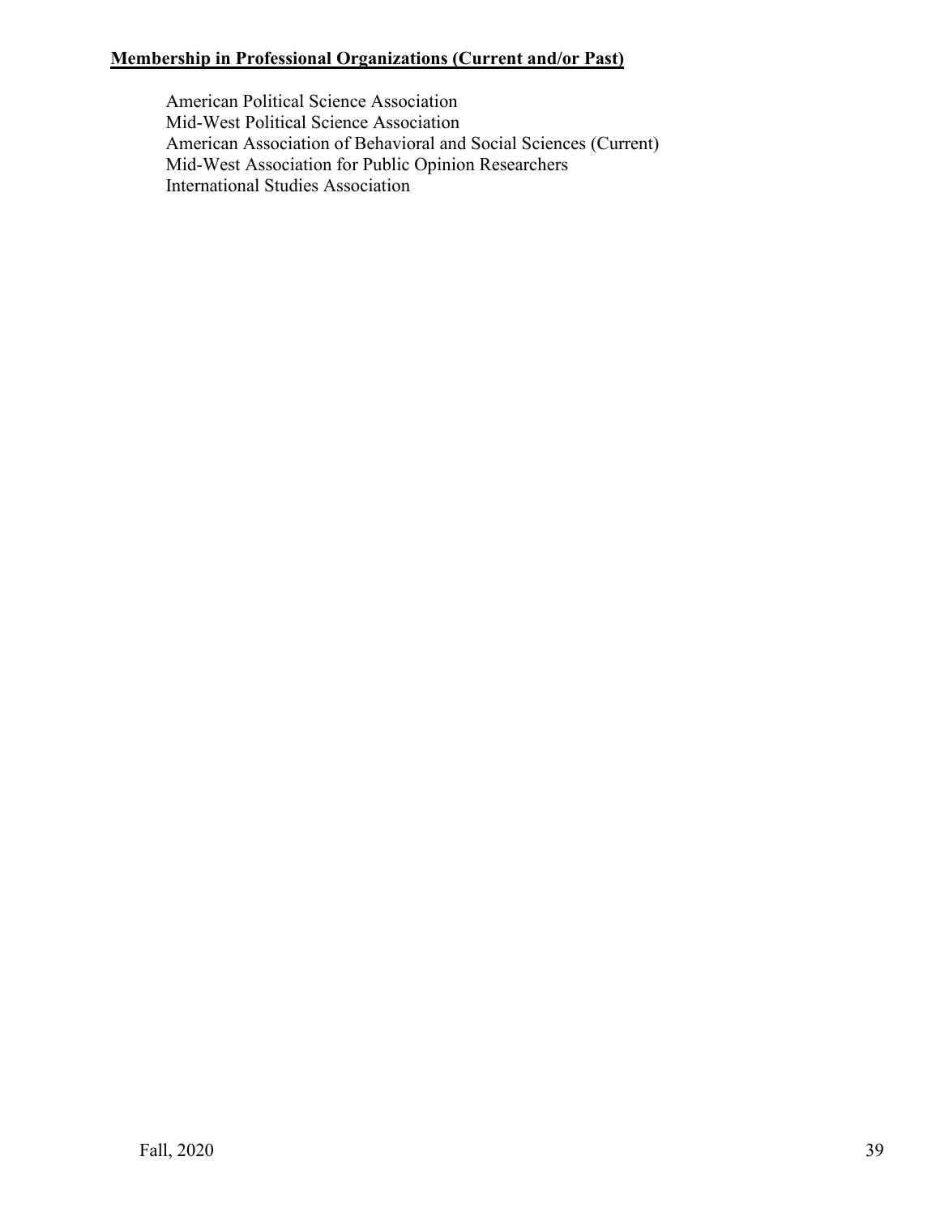**Membership in Professional Organizations (Current and/or Past)**

American Political Science Association
Mid-West Political Science Association
American Association of Behavioral and Social Sciences (Current)
Mid-West Association for Public Opinion Researchers
International Studies Association